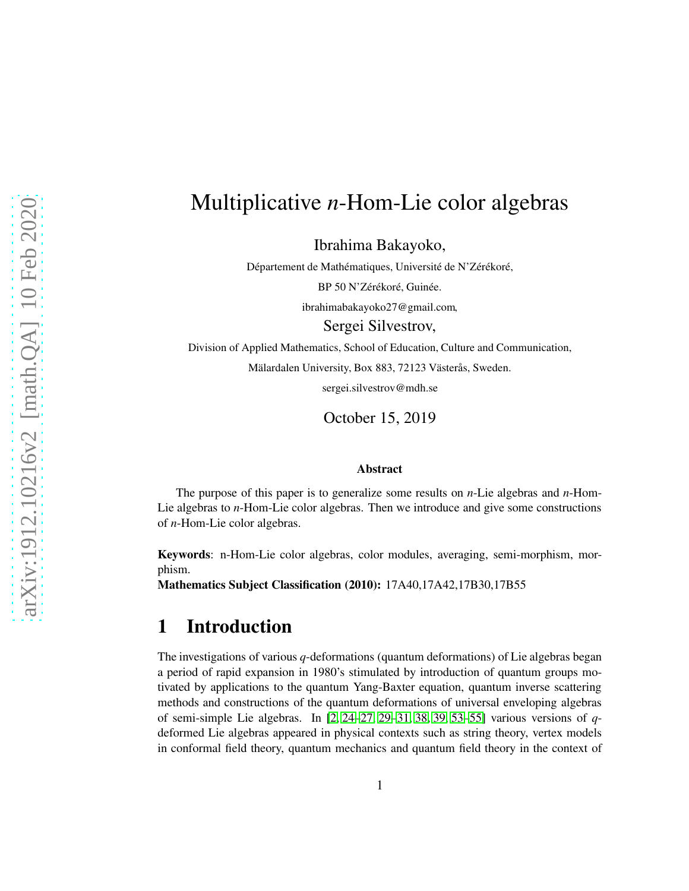# Multiplicative $n$-Hom-Lie color algebras

Ibrahima Bakayoko,

Département de Mathématiques, Université de N'Zérékoré,

BP 50 N'Zérékoré, Guinée.

ibrahimabakayoko27@gmail.com,

Sergei Silvestrov,

Division of Applied Mathematics, School of Education, Culture and Communication,

Mälardalen University, Box 883, 72123 Västerås, Sweden.

sergei.silvestrov@mdh.se

October 15, 2019

### Abstract

The purpose of this paper is to generalize some results on $n$-Lie algebras and $n$-Hom-Lie algebras to $n$-Hom-Lie color algebras. Then we introduce and give some constructions of $n$-Hom-Lie color algebras.

**Keywords**: n-Hom-Lie color algebras, color modules, averaging, semi-morphism, morphism.

**Mathematics Subject Classification (2010):** 17A40,17A42,17B30,17B55

## 1 Introduction

The investigations of various $q$-deformations (quantum deformations) of Lie algebras began a period of rapid expansion in 1980's stimulated by introduction of quantum groups motivated by applications to the quantum Yang-Baxter equation, quantum inverse scattering methods and constructions of the quantum deformations of universal enveloping algebras of semi-simple Lie algebras. In [2, 24–27, 29–31, 38, 39, 53–55] various versions of $q$-deformed Lie algebras appeared in physical contexts such as string theory, vertex models in conformal field theory, quantum mechanics and quantum field theory in the context of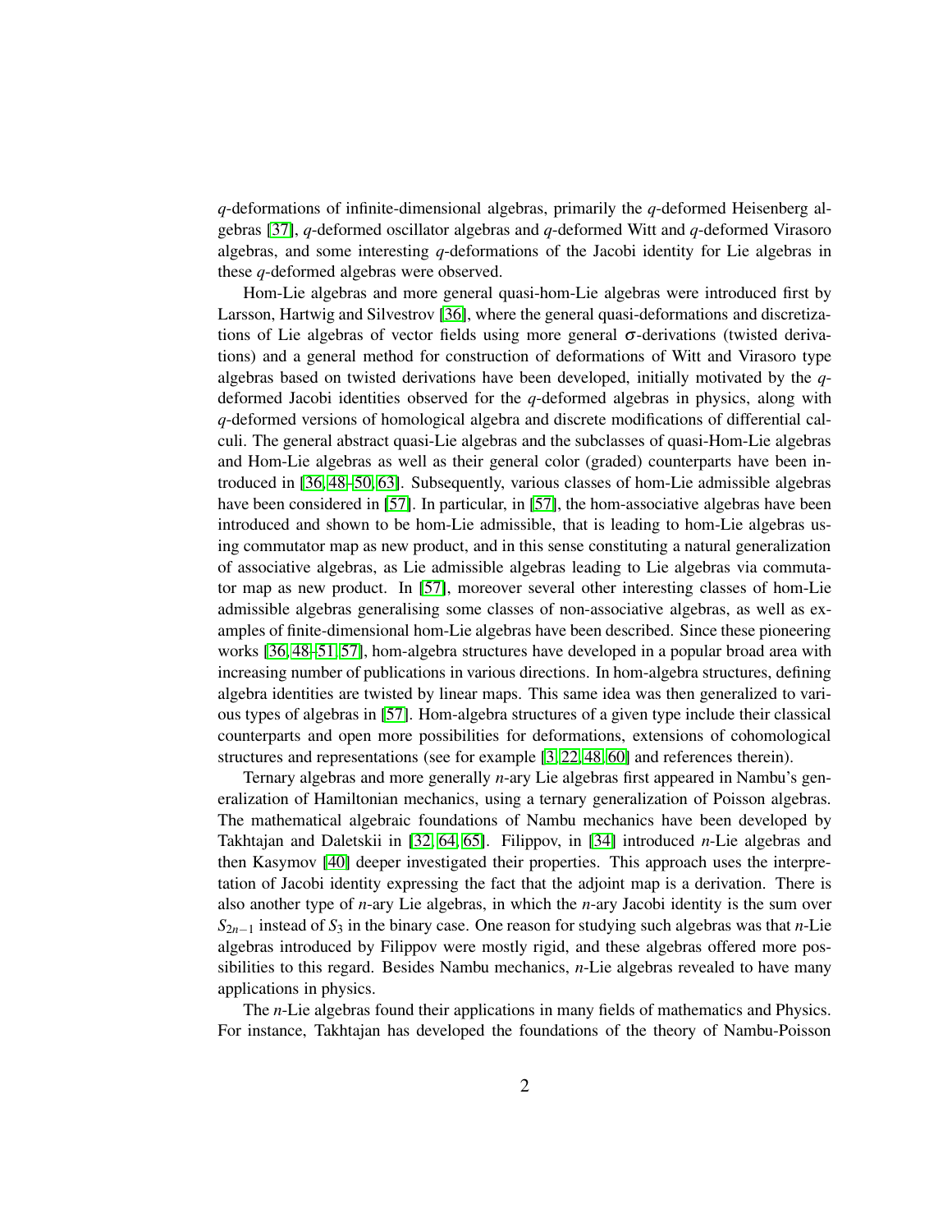$q$-deformations of infinite-dimensional algebras, primarily the $q$-deformed Heisenberg algebras [37], $q$-deformed oscillator algebras and $q$-deformed Witt and $q$-deformed Virasoro algebras, and some interesting $q$-deformations of the Jacobi identity for Lie algebras in these $q$-deformed algebras were observed.

Hom-Lie algebras and more general quasi-hom-Lie algebras were introduced first by Larsson, Hartwig and Silvestrov [36], where the general quasi-deformations and discretizations of Lie algebras of vector fields using more general $\sigma$-derivations (twisted derivations) and a general method for construction of deformations of Witt and Virasoro type algebras based on twisted derivations have been developed, initially motivated by the $q$-deformed Jacobi identities observed for the $q$-deformed algebras in physics, along with $q$-deformed versions of homological algebra and discrete modifications of differential calculi. The general abstract quasi-Lie algebras and the subclasses of quasi-Hom-Lie algebras and Hom-Lie algebras as well as their general color (graded) counterparts have been introduced in [36, 48–50, 63]. Subsequently, various classes of hom-Lie admissible algebras have been considered in [57]. In particular, in [57], the hom-associative algebras have been introduced and shown to be hom-Lie admissible, that is leading to hom-Lie algebras using commutator map as new product, and in this sense constituting a natural generalization of associative algebras, as Lie admissible algebras leading to Lie algebras via commutator map as new product. In [57], moreover several other interesting classes of hom-Lie admissible algebras generalising some classes of non-associative algebras, as well as examples of finite-dimensional hom-Lie algebras have been described. Since these pioneering works [36, 48–51, 57], hom-algebra structures have developed in a popular broad area with increasing number of publications in various directions. In hom-algebra structures, defining algebra identities are twisted by linear maps. This same idea was then generalized to various types of algebras in [57]. Hom-algebra structures of a given type include their classical counterparts and open more possibilities for deformations, extensions of cohomological structures and representations (see for example [3, 22, 48, 60] and references therein).

Ternary algebras and more generally $n$-ary Lie algebras first appeared in Nambu's generalization of Hamiltonian mechanics, using a ternary generalization of Poisson algebras. The mathematical algebraic foundations of Nambu mechanics have been developed by Takhtajan and Daletskii in [32, 64, 65]. Filippov, in [34] introduced $n$-Lie algebras and then Kasymov [40] deeper investigated their properties. This approach uses the interpretation of Jacobi identity expressing the fact that the adjoint map is a derivation. There is also another type of $n$-ary Lie algebras, in which the $n$-ary Jacobi identity is the sum over $S_{2n-1}$ instead of $S_3$ in the binary case. One reason for studying such algebras was that $n$-Lie algebras introduced by Filippov were mostly rigid, and these algebras offered more possibilities to this regard. Besides Nambu mechanics, $n$-Lie algebras revealed to have many applications in physics.

The $n$-Lie algebras found their applications in many fields of mathematics and Physics. For instance, Takhtajan has developed the foundations of the theory of Nambu-Poisson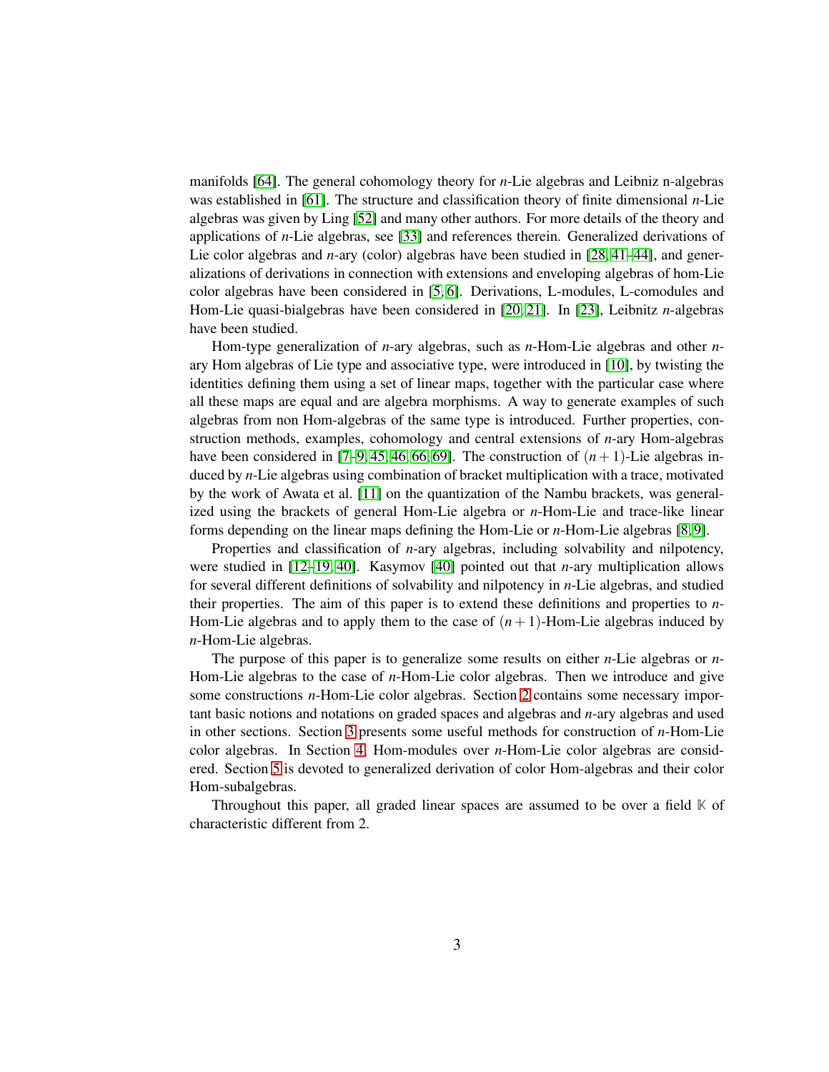manifolds [64]. The general cohomology theory for $n$-Lie algebras and Leibniz n-algebras was established in [61]. The structure and classification theory of finite dimensional $n$-Lie algebras was given by Ling [52] and many other authors. For more details of the theory and applications of $n$-Lie algebras, see [33] and references therein. Generalized derivations of Lie color algebras and $n$-ary (color) algebras have been studied in [28, 41–44], and generalizations of derivations in connection with extensions and enveloping algebras of hom-Lie color algebras have been considered in [5, 6]. Derivations, L-modules, L-comodules and Hom-Lie quasi-bialgebras have been considered in [20, 21]. In [23], Leibnitz $n$-algebras have been studied.

Hom-type generalization of $n$-ary algebras, such as $n$-Hom-Lie algebras and other $n$-ary Hom algebras of Lie type and associative type, were introduced in [10], by twisting the identities defining them using a set of linear maps, together with the particular case where all these maps are equal and are algebra morphisms. A way to generate examples of such algebras from non Hom-algebras of the same type is introduced. Further properties, construction methods, examples, cohomology and central extensions of $n$-ary Hom-algebras have been considered in [7–9, 45, 46, 66, 69]. The construction of $(n+1)$-Lie algebras induced by $n$-Lie algebras using combination of bracket multiplication with a trace, motivated by the work of Awata et al. [11] on the quantization of the Nambu brackets, was generalized using the brackets of general Hom-Lie algebra or $n$-Hom-Lie and trace-like linear forms depending on the linear maps defining the Hom-Lie or $n$-Hom-Lie algebras [8, 9].

Properties and classification of $n$-ary algebras, including solvability and nilpotency, were studied in [12–19, 40]. Kasymov [40] pointed out that $n$-ary multiplication allows for several different definitions of solvability and nilpotency in $n$-Lie algebras, and studied their properties. The aim of this paper is to extend these definitions and properties to $n$-Hom-Lie algebras and to apply them to the case of $(n+1)$-Hom-Lie algebras induced by $n$-Hom-Lie algebras.

The purpose of this paper is to generalize some results on either $n$-Lie algebras or $n$-Hom-Lie algebras to the case of $n$-Hom-Lie color algebras. Then we introduce and give some constructions $n$-Hom-Lie color algebras. Section 2 contains some necessary important basic notions and notations on graded spaces and algebras and $n$-ary algebras and used in other sections. Section 3 presents some useful methods for construction of $n$-Hom-Lie color algebras. In Section 4, Hom-modules over $n$-Hom-Lie color algebras are considered. Section 5 is devoted to generalized derivation of color Hom-algebras and their color Hom-subalgebras.

Throughout this paper, all graded linear spaces are assumed to be over a field $\mathbb{K}$ of characteristic different from 2.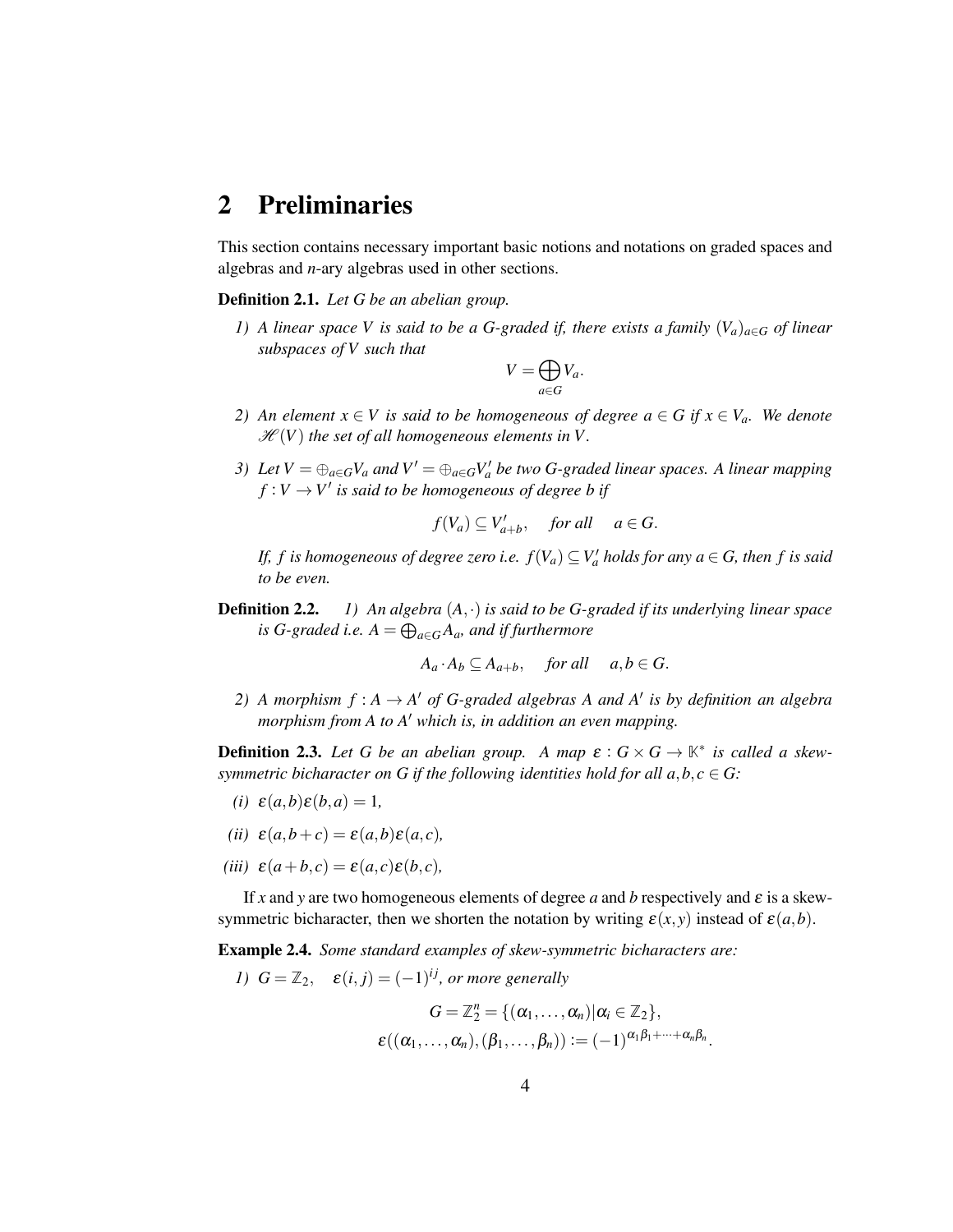## 2 Preliminaries

This section contains necessary important basic notions and notations on graded spaces and algebras and $n$-ary algebras used in other sections.

**Definition 2.1.** *Let $G$ be an abelian group.*

1) *A linear space $V$ is said to be a $G$-graded if, there exists a family $(V_a)_{a\in G}$ of linear subspaces of $V$ such that*

$$V = \bigoplus_{a\in G} V_a.$$

2) *An element $x \in V$ is said to be homogeneous of degree $a \in G$ if $x \in V_a$. We denote $\mathscr{H}(V)$ the set of all homogeneous elements in $V$.*

3) *Let $V = \oplus_{a\in G} V_a$ and $V' = \oplus_{a\in G} V'_a$ be two $G$-graded linear spaces. A linear mapping $f : V \to V'$ is said to be homogeneous of degree $b$ if*

$$f(V_a) \subseteq V'_{a+b}, \quad \text{for all} \quad a \in G.$$

*If, $f$ is homogeneous of degree zero i.e. $f(V_a) \subseteq V'_a$ holds for any $a \in G$, then $f$ is said to be even.*

**Definition 2.2.** 1) *An algebra $(A, \cdot)$ is said to be $G$-graded if its underlying linear space is $G$-graded i.e. $A = \bigoplus_{a\in G} A_a$, and if furthermore*

$$A_a \cdot A_b \subseteq A_{a+b}, \quad \text{for all} \quad a, b \in G.$$

2) *A morphism $f : A \to A'$ of $G$-graded algebras $A$ and $A'$ is by definition an algebra morphism from $A$ to $A'$ which is, in addition an even mapping.*

**Definition 2.3.** *Let $G$ be an abelian group. A map $\varepsilon : G \times G \to \mathbb{K}^*$ is called a skew-symmetric bicharacter on $G$ if the following identities hold for all $a, b, c \in G$:*

*(i)* $\varepsilon(a, b)\varepsilon(b, a) = 1$,

*(ii)* $\varepsilon(a, b + c) = \varepsilon(a, b)\varepsilon(a, c)$,

*(iii)* $\varepsilon(a + b, c) = \varepsilon(a, c)\varepsilon(b, c)$,

If $x$ and $y$ are two homogeneous elements of degree $a$ and $b$ respectively and $\varepsilon$ is a skew-symmetric bicharacter, then we shorten the notation by writing $\varepsilon(x, y)$ instead of $\varepsilon(a, b)$.

**Example 2.4.** *Some standard examples of skew-symmetric bicharacters are:*

1) $G = \mathbb{Z}_2, \quad \varepsilon(i, j) = (-1)^{ij}$, *or more generally*

$$G = \mathbb{Z}_2^n = \{(\alpha_1, \dots, \alpha_n) | \alpha_i \in \mathbb{Z}_2\},$$
$$\varepsilon((\alpha_1, \dots, \alpha_n), (\beta_1, \dots, \beta_n)) := (-1)^{\alpha_1\beta_1 + \dots + \alpha_n\beta_n}.$$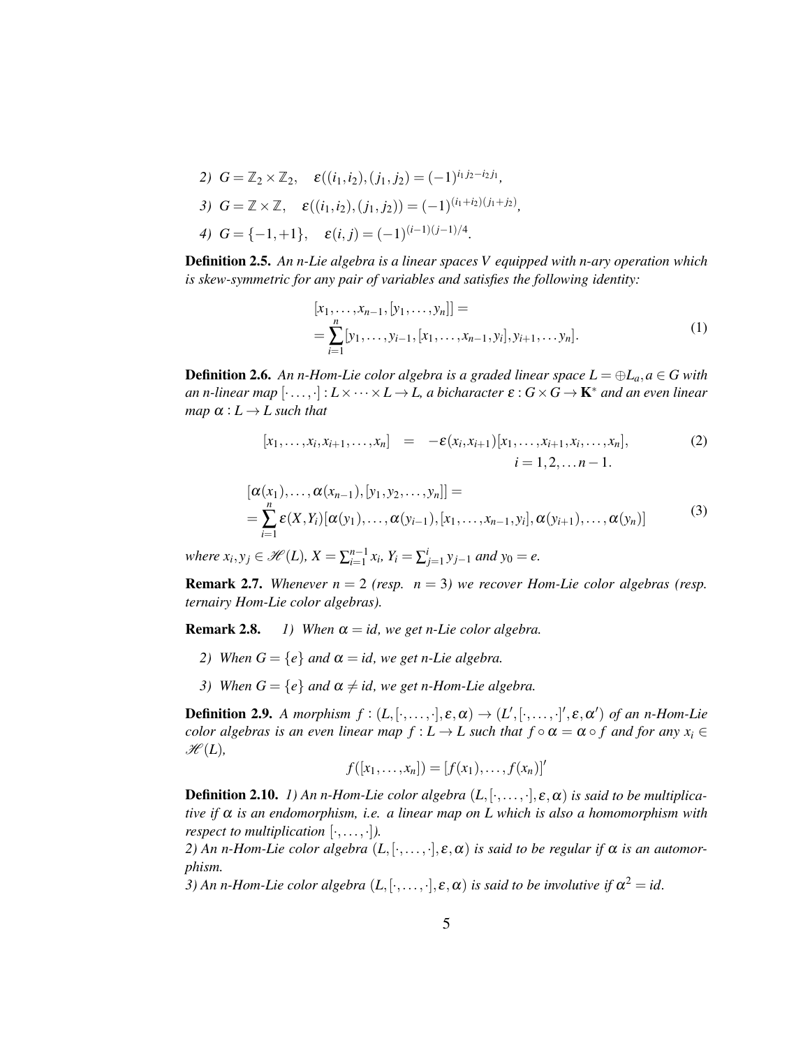2) $G = \mathbb{Z}_2 \times \mathbb{Z}_2, \quad \varepsilon((i_1,i_2),(j_1,j_2) = (-1)^{i_1 j_2 - i_2 j_1}$,

3) $G = \mathbb{Z} \times \mathbb{Z}, \quad \varepsilon((i_1,i_2),(j_1,j_2)) = (-1)^{(i_1+i_2)(j_1+j_2)}$,

4) $G = \{-1,+1\}, \quad \varepsilon(i,j) = (-1)^{(i-1)(j-1)/4}$.

**Definition 2.5.** *An n-Lie algebra is a linear spaces V equipped with n-ary operation which is skew-symmetric for any pair of variables and satisfies the following identity:*

$$
\begin{aligned}
&[x_1,\dots,x_{n-1},[y_1,\dots,y_n]] = \\
&= \sum_{i=1}^{n} [y_1,\dots,y_{i-1},[x_1,\dots,x_{n-1},y_i],y_{i+1},\dots y_n].
\end{aligned}
\tag{1}
$$

**Definition 2.6.** *An n-Hom-Lie color algebra is a graded linear space $L = \oplus L_a, a \in G$ with an n-linear map $[\cdot,\dots,\cdot] : L\times\cdots\times L \to L$, a bicharacter $\varepsilon : G\times G \to \mathbf{K}^*$ and an even linear map $\alpha : L \to L$ such that*

$$
[x_1,\dots,x_i,x_{i+1},\dots,x_n] = -\varepsilon(x_i,x_{i+1})[x_1,\dots,x_{i+1},x_i,\dots,x_n], \quad i = 1,2,\dots n-1. \tag{2}
$$

$$
\begin{aligned}
&[\alpha(x_1),\dots,\alpha(x_{n-1}),[y_1,y_2,\dots,y_n]] = \\
&= \sum_{i=1}^{n} \varepsilon(X,Y_i)[\alpha(y_1),\dots,\alpha(y_{i-1}),[x_1,\dots,x_{n-1},y_i],\alpha(y_{i+1}),\dots,\alpha(y_n)]
\end{aligned}
\tag{3}
$$

*where $x_i, y_j \in \mathscr{H}(L)$, $X = \sum_{i=1}^{n-1} x_i$, $Y_i = \sum_{j=1}^{i} y_{j-1}$ and $y_0 = e$.*

**Remark 2.7.** *Whenever $n = 2$ (resp. $n = 3$) we recover Hom-Lie color algebras (resp. ternairy Hom-Lie color algebras).*

**Remark 2.8.** *1) When $\alpha = id$, we get n-Lie color algebra.*

*2) When $G = \{e\}$ and $\alpha = id$, we get n-Lie algebra.*

*3) When $G = \{e\}$ and $\alpha \neq id$, we get n-Hom-Lie algebra.*

**Definition 2.9.** *A morphism $f : (L,[\cdot,\dots,\cdot],\varepsilon,\alpha) \to (L',[\cdot,\dots,\cdot]',\varepsilon,\alpha')$ of an n-Hom-Lie color algebras is an even linear map $f : L \to L$ such that $f \circ \alpha = \alpha \circ f$ and for any $x_i \in \mathscr{H}(L)$,*

$$
f([x_1,\dots,x_n]) = [f(x_1),\dots,f(x_n)]'
$$

**Definition 2.10.** *1) An n-Hom-Lie color algebra $(L,[\cdot,\dots,\cdot],\varepsilon,\alpha)$ is said to be multiplicative if $\alpha$ is an endomorphism, i.e. a linear map on L which is also a homomorphism with respect to multiplication $[\cdot,\dots,\cdot]$).*
*2) An n-Hom-Lie color algebra $(L,[\cdot,\dots,\cdot],\varepsilon,\alpha)$ is said to be regular if $\alpha$ is an automorphism.*
*3) An n-Hom-Lie color algebra $(L,[\cdot,\dots,\cdot],\varepsilon,\alpha)$ is said to be involutive if $\alpha^2 = id$.*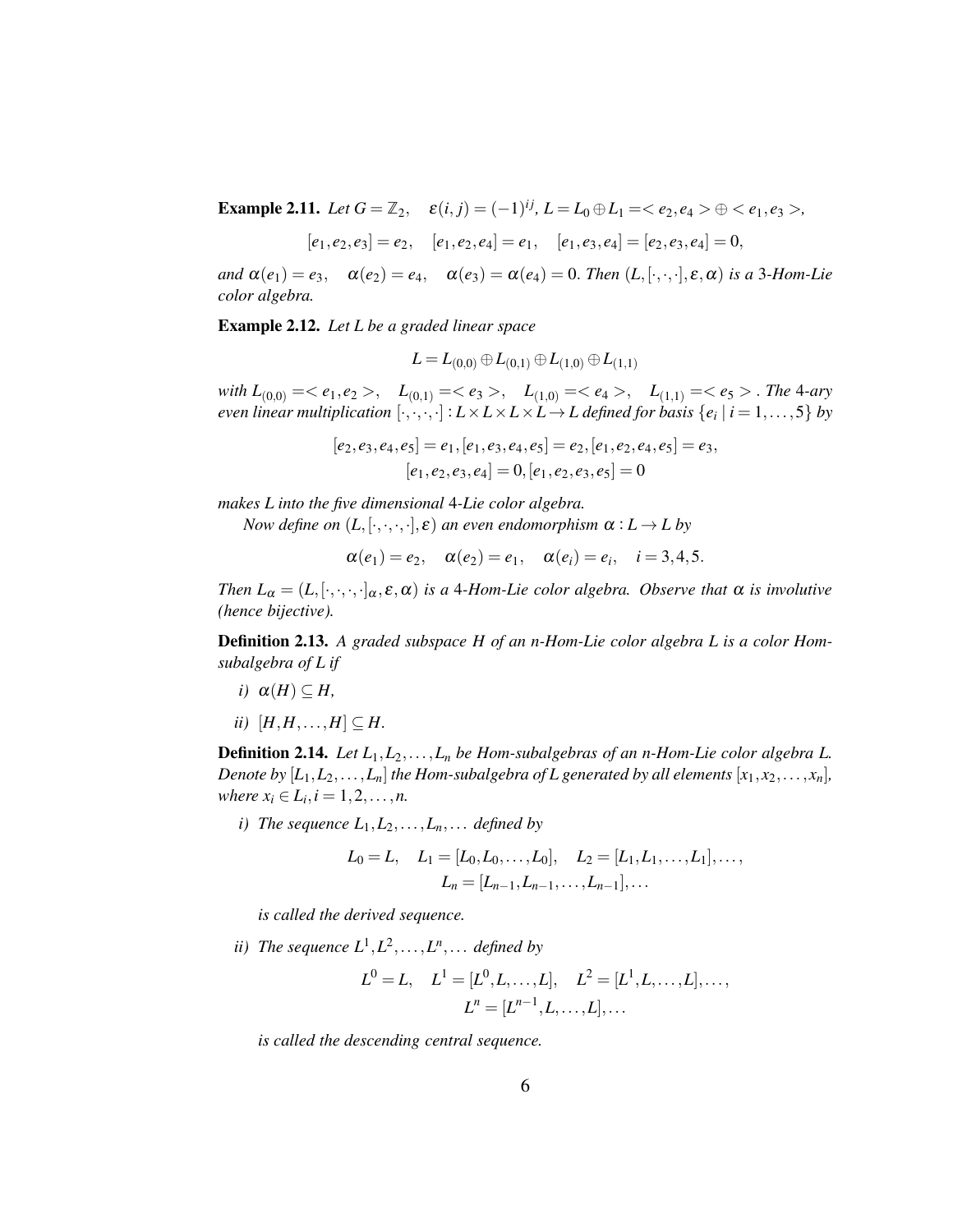**Example 2.11.** *Let $G = \mathbb{Z}_2$, $\varepsilon(i,j) = (-1)^{ij}$, $L = L_0 \oplus L_1 = < e_2, e_4 > \oplus < e_1, e_3 >$,*

$$[e_1, e_2, e_3] = e_2, \quad [e_1, e_2, e_4] = e_1, \quad [e_1, e_3, e_4] = [e_2, e_3, e_4] = 0,$$

*and $\alpha(e_1) = e_3$, $\alpha(e_2) = e_4$, $\alpha(e_3) = \alpha(e_4) = 0$. Then $(L, [\cdot,\cdot,\cdot], \varepsilon, \alpha)$ is a 3-Hom-Lie color algebra.*

**Example 2.12.** *Let $L$ be a graded linear space*

$$L = L_{(0,0)} \oplus L_{(0,1)} \oplus L_{(1,0)} \oplus L_{(1,1)}$$

*with $L_{(0,0)} = < e_1, e_2 >$, $L_{(0,1)} = < e_3 >$, $L_{(1,0)} = < e_4 >$, $L_{(1,1)} = < e_5 >$. The 4-ary even linear multiplication $[\cdot,\cdot,\cdot,\cdot] : L \times L \times L \times L \to L$ defined for basis $\{e_i \mid i = 1, \ldots, 5\}$ by*

$$[e_2, e_3, e_4, e_5] = e_1, [e_1, e_3, e_4, e_5] = e_2, [e_1, e_2, e_4, e_5] = e_3,$$
$$[e_1, e_2, e_3, e_4] = 0, [e_1, e_2, e_3, e_5] = 0$$

*makes $L$ into the five dimensional 4-Lie color algebra.*

*Now define on $(L, [\cdot,\cdot,\cdot,\cdot], \varepsilon)$ an even endomorphism $\alpha : L \to L$ by*

$$\alpha(e_1) = e_2, \quad \alpha(e_2) = e_1, \quad \alpha(e_i) = e_i, \quad i = 3, 4, 5.$$

*Then $L_\alpha = (L, [\cdot,\cdot,\cdot,\cdot]_\alpha, \varepsilon, \alpha)$ is a 4-Hom-Lie color algebra. Observe that $\alpha$ is involutive (hence bijective).*

**Definition 2.13.** *A graded subspace $H$ of an $n$-Hom-Lie color algebra $L$ is a color Hom-subalgebra of $L$ if*

*i)* $\alpha(H) \subseteq H$,

*ii)* $[H, H, \ldots, H] \subseteq H$.

**Definition 2.14.** *Let $L_1, L_2, \ldots, L_n$ be Hom-subalgebras of an $n$-Hom-Lie color algebra $L$. Denote by $[L_1, L_2, \ldots, L_n]$ the Hom-subalgebra of $L$ generated by all elements $[x_1, x_2, \ldots, x_n]$, where $x_i \in L_i, i = 1, 2, \ldots, n$.*

*i) The sequence $L_1, L_2, \ldots, L_n, \ldots$ defined by*

$$L_0 = L, \quad L_1 = [L_0, L_0, \ldots, L_0], \quad L_2 = [L_1, L_1, \ldots, L_1], \ldots,$$
$$L_n = [L_{n-1}, L_{n-1}, \ldots, L_{n-1}], \ldots$$

*is called the derived sequence.*

*ii) The sequence $L^1, L^2, \ldots, L^n, \ldots$ defined by*

$$L^0 = L, \quad L^1 = [L^0, L, \ldots, L], \quad L^2 = [L^1, L, \ldots, L], \ldots,$$
$$L^n = [L^{n-1}, L, \ldots, L], \ldots$$

*is called the descending central sequence.*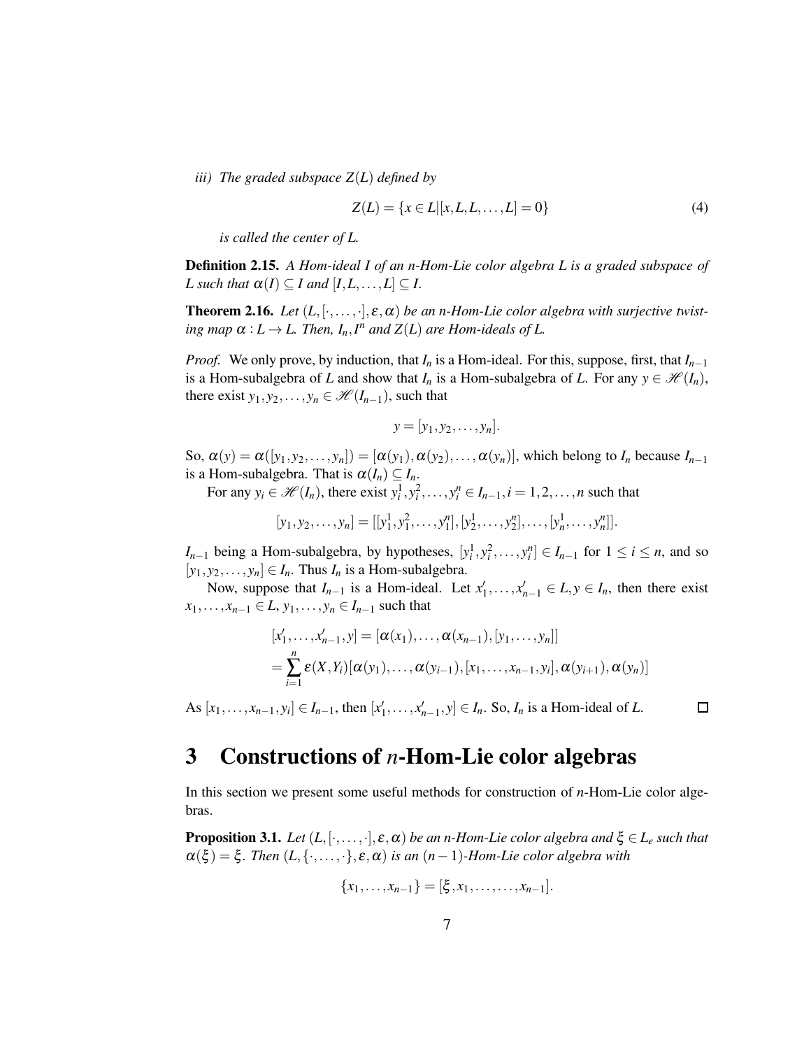*iii) The graded subspace $Z(L)$ defined by*

$$Z(L) = \{x \in L | [x, L, L, \dots, L] = 0\} \tag{4}$$

*is called the center of $L$.*

**Definition 2.15.** *A Hom-ideal $I$ of an $n$-Hom-Lie color algebra $L$ is a graded subspace of $L$ such that $\alpha(I) \subseteq I$ and $[I, L, \dots, L] \subseteq I$.*

**Theorem 2.16.** *Let $(L, [\cdot, \dots, \cdot], \varepsilon, \alpha)$ be an $n$-Hom-Lie color algebra with surjective twisting map $\alpha : L \to L$. Then, $I_n, I^n$ and $Z(L)$ are Hom-ideals of $L$.*

*Proof.* We only prove, by induction, that $I_n$ is a Hom-ideal. For this, suppose, first, that $I_{n-1}$ is a Hom-subalgebra of $L$ and show that $I_n$ is a Hom-subalgebra of $L$. For any $y \in \mathscr{H}(I_n)$, there exist $y_1, y_2, \dots, y_n \in \mathscr{H}(I_{n-1})$, such that

$$y = [y_1, y_2, \dots, y_n].$$

So, $\alpha(y) = \alpha([y_1, y_2, \dots, y_n]) = [\alpha(y_1), \alpha(y_2), \dots, \alpha(y_n)]$, which belong to $I_n$ because $I_{n-1}$ is a Hom-subalgebra. That is $\alpha(I_n) \subseteq I_n$.

For any $y_i \in \mathscr{H}(I_n)$, there exist $y_i^1, y_i^2, \dots, y_i^n \in I_{n-1}, i = 1, 2, \dots, n$ such that

$$[y_1, y_2, \dots, y_n] = [[y_1^1, y_1^2, \dots, y_1^n], [y_2^1, \dots, y_2^n], \dots, [y_n^1, \dots, y_n^n]].$$

$I_{n-1}$ being a Hom-subalgebra, by hypotheses, $[y_i^1, y_i^2, \dots, y_i^n] \in I_{n-1}$ for $1 \le i \le n$, and so $[y_1, y_2, \dots, y_n] \in I_n$. Thus $I_n$ is a Hom-subalgebra.

Now, suppose that $I_{n-1}$ is a Hom-ideal. Let $x_1', \dots, x_{n-1}' \in L, y \in I_n$, then there exist $x_1, \dots, x_{n-1} \in L$, $y_1, \dots, y_n \in I_{n-1}$ such that

$$\begin{aligned}
[x_1', \dots, x_{n-1}', y] &= [\alpha(x_1), \dots, \alpha(x_{n-1}), [y_1, \dots, y_n]] \\
&= \sum_{i=1}^{n} \varepsilon(X, Y_i) [\alpha(y_1), \dots, \alpha(y_{i-1}), [x_1, \dots, x_{n-1}, y_i], \alpha(y_{i+1}), \alpha(y_n)]
\end{aligned}$$

As $[x_1, \dots, x_{n-1}, y_i] \in I_{n-1}$, then $[x_1', \dots, x_{n-1}', y] \in I_n$. So, $I_n$ is a Hom-ideal of $L$. $\square$

# 3 Constructions of $n$-Hom-Lie color algebras

In this section we present some useful methods for construction of $n$-Hom-Lie color algebras.

**Proposition 3.1.** *Let $(L, [\cdot, \dots, \cdot], \varepsilon, \alpha)$ be an $n$-Hom-Lie color algebra and $\xi \in L_e$ such that $\alpha(\xi) = \xi$. Then $(L, \{\cdot, \dots, \cdot\}, \varepsilon, \alpha)$ is an $(n-1)$-Hom-Lie color algebra with*

$$\{x_1, \dots, x_{n-1}\} = [\xi, x_1, \dots, \dots, x_{n-1}].$$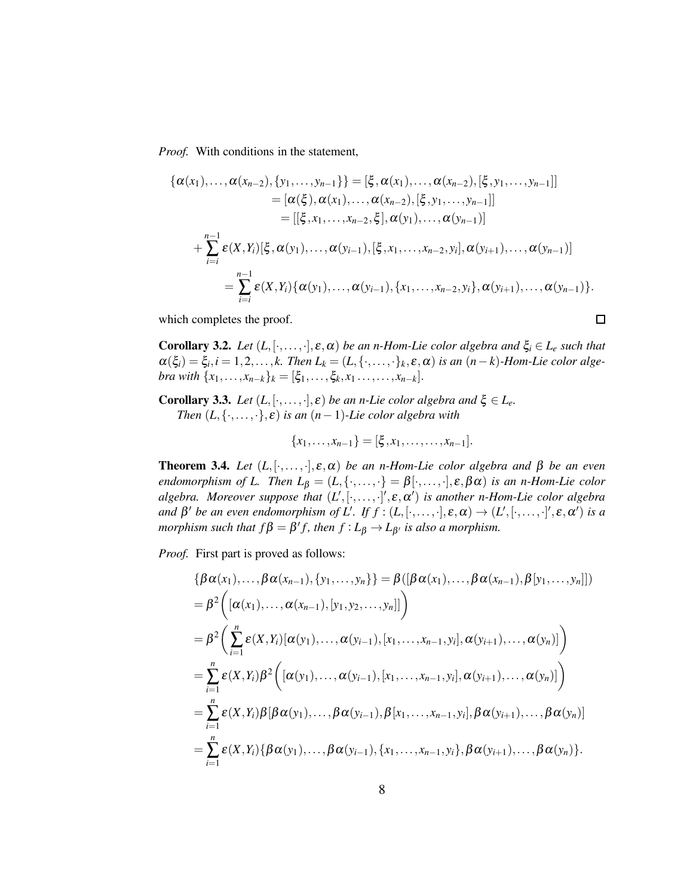*Proof.* With conditions in the statement,

$$
\begin{aligned}
\{\alpha(x_1),\dots,\alpha(x_{n-2}),\{y_1,\dots,y_{n-1}\}\} &= [\xi,\alpha(x_1),\dots,\alpha(x_{n-2}),[\xi,y_1,\dots,y_{n-1}]]\\
&= [\alpha(\xi),\alpha(x_1),\dots,\alpha(x_{n-2}),[\xi,y_1,\dots,y_{n-1}]]\\
&= [[\xi,x_1,\dots,x_{n-2},\xi],\alpha(y_1),\dots,\alpha(y_{n-1})]\\
+\sum_{i=i}^{n-1}\varepsilon(X,Y_i)[\xi,\alpha(y_1),\dots,\alpha(y_{i-1}),&[\xi,x_1,\dots,x_{n-2},y_i],\alpha(y_{i+1}),\dots,\alpha(y_{n-1})]\\
&= \sum_{i=i}^{n-1}\varepsilon(X,Y_i)\{\alpha(y_1),\dots,\alpha(y_{i-1}),\{x_1,\dots,x_{n-2},y_i\},\alpha(y_{i+1}),\dots,\alpha(y_{n-1})\}.
\end{aligned}
$$

which completes the proof. □

**Corollary 3.2.** *Let $(L,[\cdot,\dots,\cdot],\varepsilon,\alpha)$ be an n-Hom-Lie color algebra and $\xi_i \in L_e$ such that $\alpha(\xi_i)=\xi_i, i=1,2,\dots,k$. Then $L_k=(L,\{\cdot,\dots,\cdot\}_k,\varepsilon,\alpha)$ is an $(n-k)$-Hom-Lie color algebra with $\{x_1,\dots,x_{n-k}\}_k=[\xi_1,\dots,\xi_k,x_1\dots,\dots,x_{n-k}]$.*

**Corollary 3.3.** *Let $(L,[\cdot,\dots,\cdot],\varepsilon)$ be an n-Lie color algebra and $\xi\in L_e$.*
*Then $(L,\{\cdot,\dots,\cdot\},\varepsilon)$ is an $(n-1)$-Lie color algebra with*

$$\{x_1,\dots,x_{n-1}\}=[\xi,x_1,\dots,\dots,x_{n-1}].$$

**Theorem 3.4.** *Let $(L,[\cdot,\dots,\cdot],\varepsilon,\alpha)$ be an n-Hom-Lie color algebra and $\beta$ be an even endomorphism of L. Then $L_\beta=(L,\{\cdot,\dots,\cdot\}=\beta[\cdot,\dots,\cdot],\varepsilon,\beta\alpha)$ is an n-Hom-Lie color algebra. Moreover suppose that $(L',[\cdot,\dots,\cdot]',\varepsilon,\alpha')$ is another n-Hom-Lie color algebra and $\beta'$ be an even endomorphism of $L'$. If $f:(L,[\cdot,\dots,\cdot],\varepsilon,\alpha)\to(L',[\cdot,\dots,\cdot]',\varepsilon,\alpha')$ is a morphism such that $f\beta=\beta' f$, then $f:L_\beta\to L_{\beta'}$ is also a morphism.*

*Proof.* First part is proved as follows:

$$
\begin{aligned}
&\{\beta\alpha(x_1),\dots,\beta\alpha(x_{n-1}),\{y_1,\dots,y_n\}\} = \beta([\beta\alpha(x_1),\dots,\beta\alpha(x_{n-1}),\beta[y_1,\dots,y_n]])\\
&= \beta^2\bigg([\alpha(x_1),\dots,\alpha(x_{n-1}),[y_1,y_2,\dots,y_n]]\bigg)\\
&= \beta^2\bigg(\sum_{i=1}^{n}\varepsilon(X,Y_i)[\alpha(y_1),\dots,\alpha(y_{i-1}),[x_1,\dots,x_{n-1},y_i],\alpha(y_{i+1}),\dots,\alpha(y_n)]\bigg)\\
&= \sum_{i=1}^{n}\varepsilon(X,Y_i)\beta^2\bigg([\alpha(y_1),\dots,\alpha(y_{i-1}),[x_1,\dots,x_{n-1},y_i],\alpha(y_{i+1}),\dots,\alpha(y_n)]\bigg)\\
&= \sum_{i=1}^{n}\varepsilon(X,Y_i)\beta[\beta\alpha(y_1),\dots,\beta\alpha(y_{i-1}),\beta[x_1,\dots,x_{n-1},y_i],\beta\alpha(y_{i+1}),\dots,\beta\alpha(y_n)]\\
&= \sum_{i=1}^{n}\varepsilon(X,Y_i)\{\beta\alpha(y_1),\dots,\beta\alpha(y_{i-1}),\{x_1,\dots,x_{n-1},y_i\},\beta\alpha(y_{i+1}),\dots,\beta\alpha(y_n)\}.
\end{aligned}
$$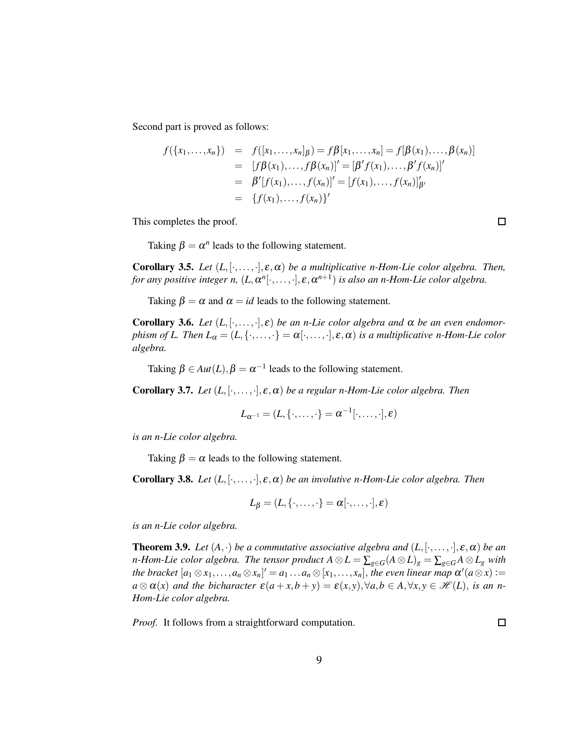Second part is proved as follows:

$$
\begin{aligned}
f(\{x_1,\dots,x_n\}) &= f([x_1,\dots,x_n]_\beta) = f\beta[x_1,\dots,x_n] = f[\beta(x_1),\dots,\beta(x_n)] \\
&= [f\beta(x_1),\dots,f\beta(x_n)]' = [\beta' f(x_1),\dots,\beta' f(x_n)]' \\
&= \beta'[f(x_1),\dots,f(x_n)]' = [f(x_1),\dots,f(x_n)]'_{\beta'} \\
&= \{f(x_1),\dots,f(x_n)\}'
\end{aligned}
$$

This completes the proof. □

Taking $\beta = \alpha^n$ leads to the following statement.

**Corollary 3.5.** *Let $(L,[\cdot,\dots,\cdot],\varepsilon,\alpha)$ be a multiplicative n-Hom-Lie color algebra. Then, for any positive integer n, $(L,\alpha^n[\cdot,\dots,\cdot],\varepsilon,\alpha^{n+1})$ is also an n-Hom-Lie color algebra.*

Taking $\beta = \alpha$ and $\alpha = id$ leads to the following statement.

**Corollary 3.6.** *Let $(L,[\cdot,\dots,\cdot],\varepsilon)$ be an n-Lie color algebra and $\alpha$ be an even endomorphism of L. Then $L_\alpha = (L,\{\cdot,\dots,\cdot\} = \alpha[\cdot,\dots,\cdot],\varepsilon,\alpha)$ is a multiplicative n-Hom-Lie color algebra.*

Taking $\beta \in Aut(L), \beta = \alpha^{-1}$ leads to the following statement.

**Corollary 3.7.** *Let $(L,[\cdot,\dots,\cdot],\varepsilon,\alpha)$ be a regular n-Hom-Lie color algebra. Then*

$$L_{\alpha^{-1}} = (L,\{\cdot,\dots,\cdot\} = \alpha^{-1}[\cdot,\dots,\cdot],\varepsilon)$$

*is an n-Lie color algebra.*

Taking $\beta = \alpha$ leads to the following statement.

**Corollary 3.8.** *Let $(L,[\cdot,\dots,\cdot],\varepsilon,\alpha)$ be an involutive n-Hom-Lie color algebra. Then*

$$L_\beta = (L,\{\cdot,\dots,\cdot\} = \alpha[\cdot,\dots,\cdot],\varepsilon)$$

*is an n-Lie color algebra.*

**Theorem 3.9.** *Let $(A,\cdot)$ be a commutative associative algebra and $(L,[\cdot,\dots,\cdot],\varepsilon,\alpha)$ be an n-Hom-Lie color algebra. The tensor product $A\otimes L = \sum_{g\in G}(A\otimes L)_g = \sum_{g\in G} A\otimes L_g$ with the bracket $[a_1\otimes x_1,\dots,a_n\otimes x_n]' = a_1\dots a_n\otimes[x_1,\dots,x_n]$, the even linear map $\alpha'(a\otimes x) := a\otimes\alpha(x)$ and the bicharacter $\varepsilon(a+x,b+y) = \varepsilon(x,y), \forall a,b\in A, \forall x,y\in\mathscr{H}(L)$, is an n-Hom-Lie color algebra.*

*Proof.* It follows from a straightforward computation. □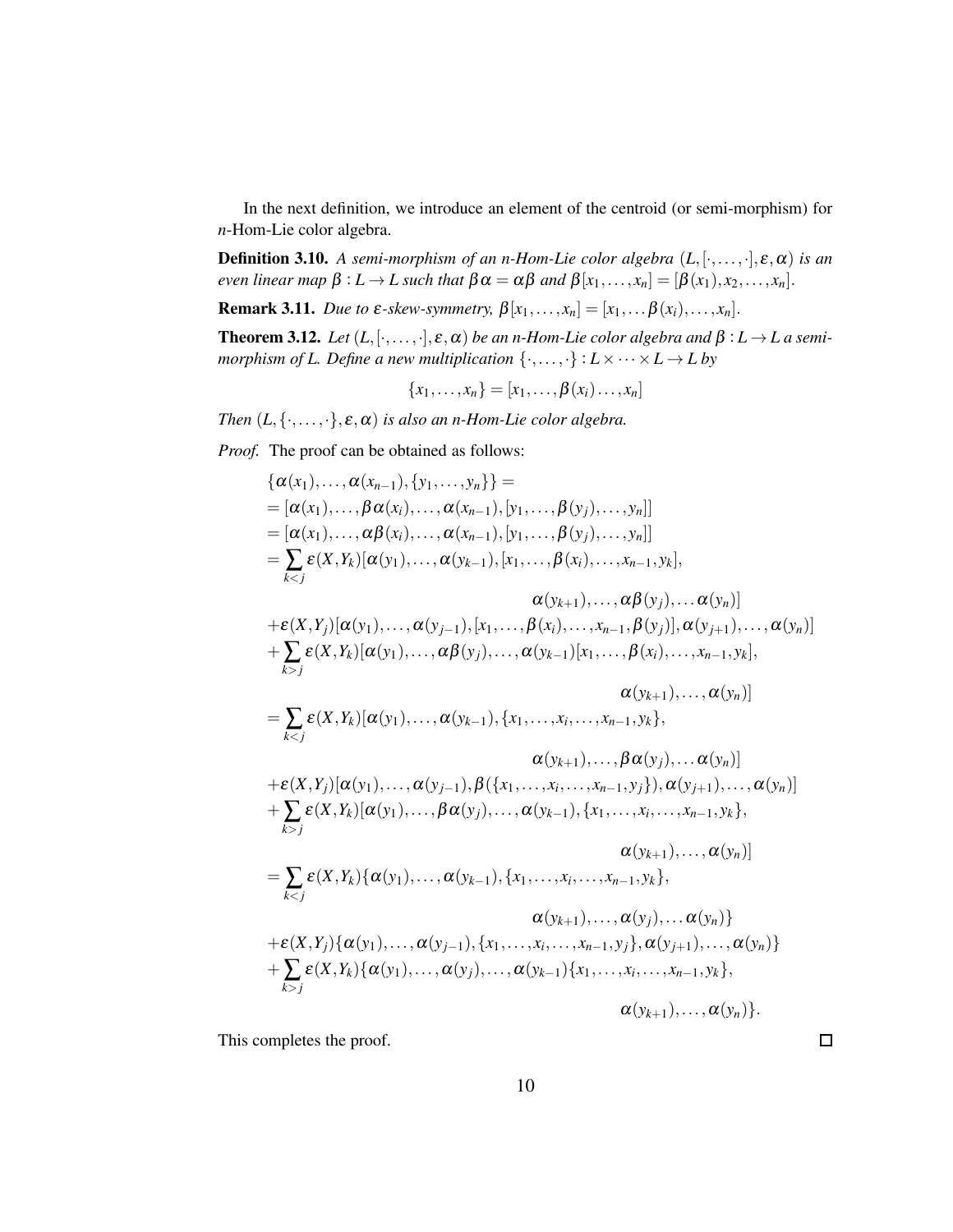In the next definition, we introduce an element of the centroid (or semi-morphism) for $n$-Hom-Lie color algebra.

**Definition 3.10.** *A semi-morphism of an n-Hom-Lie color algebra* $(L, [\cdot, \dots, \cdot], \varepsilon, \alpha)$ *is an even linear map* $\beta : L \to L$ *such that* $\beta\alpha = \alpha\beta$ *and* $\beta[x_1, \dots, x_n] = [\beta(x_1), x_2, \dots, x_n]$.

**Remark 3.11.** *Due to* $\varepsilon$*-skew-symmetry,* $\beta[x_1, \dots, x_n] = [x_1, \dots \beta(x_i), \dots, x_n]$.

**Theorem 3.12.** *Let* $(L, [\cdot, \dots, \cdot], \varepsilon, \alpha)$ *be an n-Hom-Lie color algebra and* $\beta : L \to L$ *a semi-morphism of L. Define a new multiplication* $\{\cdot, \dots, \cdot\} : L \times \cdots \times L \to L$ *by*

$$\{x_1, \dots, x_n\} = [x_1, \dots, \beta(x_i) \dots, x_n]$$

*Then* $(L, \{\cdot, \dots, \cdot\}, \varepsilon, \alpha)$ *is also an n-Hom-Lie color algebra.*

*Proof.* The proof can be obtained as follows:

$$\begin{aligned}
&\{\alpha(x_1), \dots, \alpha(x_{n-1}), \{y_1, \dots, y_n\}\} = \\
&= [\alpha(x_1), \dots, \beta\alpha(x_i), \dots, \alpha(x_{n-1}), [y_1, \dots, \beta(y_j), \dots, y_n]] \\
&= [\alpha(x_1), \dots, \alpha\beta(x_i), \dots, \alpha(x_{n-1}), [y_1, \dots, \beta(y_j), \dots, y_n]] \\
&= \sum_{k<j} \varepsilon(X, Y_k)[\alpha(y_1), \dots, \alpha(y_{k-1}), [x_1, \dots, \beta(x_i), \dots, x_{n-1}, y_k], \\
&\qquad\qquad \alpha(y_{k+1}), \dots, \alpha\beta(y_j), \dots \alpha(y_n)] \\
&+ \varepsilon(X, Y_j)[\alpha(y_1), \dots, \alpha(y_{j-1}), [x_1, \dots, \beta(x_i), \dots, x_{n-1}, \beta(y_j)], \alpha(y_{j+1}), \dots, \alpha(y_n)] \\
&+ \sum_{k>j} \varepsilon(X, Y_k)[\alpha(y_1), \dots, \alpha\beta(y_j), \dots, \alpha(y_{k-1})[x_1, \dots, \beta(x_i), \dots, x_{n-1}, y_k], \\
&\qquad\qquad \alpha(y_{k+1}), \dots, \alpha(y_n)] \\
&= \sum_{k<j} \varepsilon(X, Y_k)[\alpha(y_1), \dots, \alpha(y_{k-1}), \{x_1, \dots, x_i, \dots, x_{n-1}, y_k\}, \\
&\qquad\qquad \alpha(y_{k+1}), \dots, \beta\alpha(y_j), \dots \alpha(y_n)] \\
&+ \varepsilon(X, Y_j)[\alpha(y_1), \dots, \alpha(y_{j-1}), \beta(\{x_1, \dots, x_i, \dots, x_{n-1}, y_j\}), \alpha(y_{j+1}), \dots, \alpha(y_n)] \\
&+ \sum_{k>j} \varepsilon(X, Y_k)[\alpha(y_1), \dots, \beta\alpha(y_j), \dots, \alpha(y_{k-1}), \{x_1, \dots, x_i, \dots, x_{n-1}, y_k\}, \\
&\qquad\qquad \alpha(y_{k+1}), \dots, \alpha(y_n)] \\
&= \sum_{k<j} \varepsilon(X, Y_k)\{\alpha(y_1), \dots, \alpha(y_{k-1}), \{x_1, \dots, x_i, \dots, x_{n-1}, y_k\}, \\
&\qquad\qquad \alpha(y_{k+1}), \dots, \alpha(y_j), \dots \alpha(y_n)\} \\
&+ \varepsilon(X, Y_j)\{\alpha(y_1), \dots, \alpha(y_{j-1}), \{x_1, \dots, x_i, \dots, x_{n-1}, y_j\}, \alpha(y_{j+1}), \dots, \alpha(y_n)\} \\
&+ \sum_{k>j} \varepsilon(X, Y_k)\{\alpha(y_1), \dots, \alpha(y_j), \dots, \alpha(y_{k-1})\{x_1, \dots, x_i, \dots, x_{n-1}, y_k\}, \\
&\qquad\qquad \alpha(y_{k+1}), \dots, \alpha(y_n)\}.
\end{aligned}$$

This completes the proof. $\square$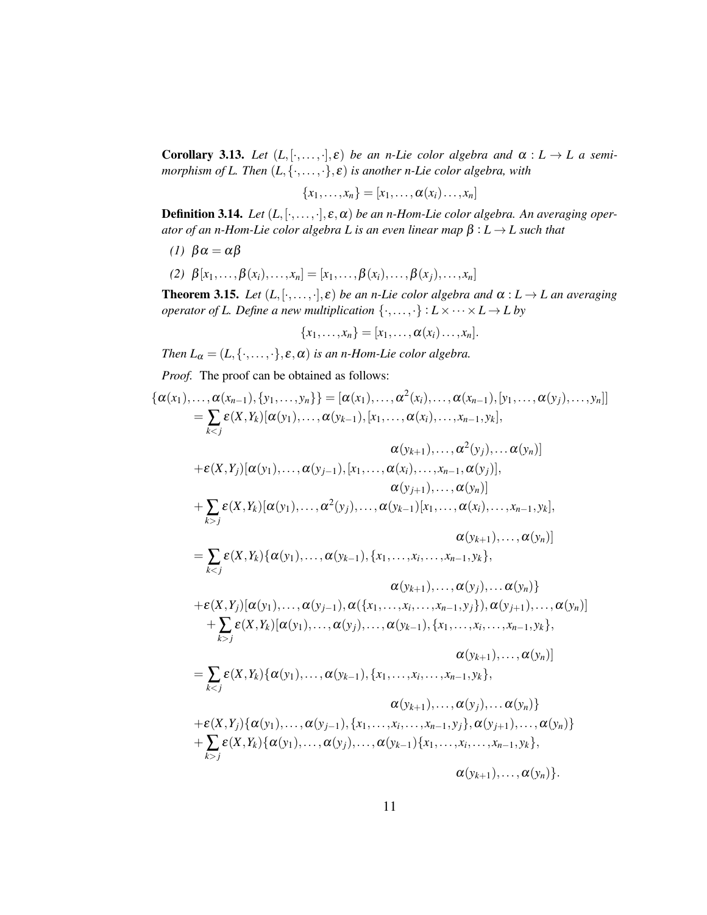**Corollary 3.13.** *Let $(L, [\cdot, \dots, \cdot], \varepsilon)$ be an n-Lie color algebra and $\alpha : L \to L$ a semi-morphism of L. Then $(L, \{\cdot, \dots, \cdot\}, \varepsilon)$ is another n-Lie color algebra, with*

$$\{x_1, \dots, x_n\} = [x_1, \dots, \alpha(x_i) \dots, x_n]$$

**Definition 3.14.** *Let $(L, [\cdot, \dots, \cdot], \varepsilon, \alpha)$ be an n-Hom-Lie color algebra. An averaging operator of an n-Hom-Lie color algebra L is an even linear map $\beta : L \to L$ such that*

*(1)* $\beta\alpha = \alpha\beta$

*(2)* $\beta[x_1, \dots, \beta(x_i), \dots, x_n] = [x_1, \dots, \beta(x_i), \dots, \beta(x_j), \dots, x_n]$

**Theorem 3.15.** *Let $(L, [\cdot, \dots, \cdot], \varepsilon)$ be an n-Lie color algebra and $\alpha : L \to L$ an averaging operator of L. Define a new multiplication $\{\cdot, \dots, \cdot\} : L \times \dots \times L \to L$ by*

$$\{x_1, \dots, x_n\} = [x_1, \dots, \alpha(x_i) \dots, x_n].$$

*Then $L_\alpha = (L, \{\cdot, \dots, \cdot\}, \varepsilon, \alpha)$ is an n-Hom-Lie color algebra.*

*Proof.* The proof can be obtained as follows:

$$\begin{aligned}
\{\alpha(x_1), \dots, \alpha(x_{n-1}), \{y_1, \dots, y_n\}\} &= [\alpha(x_1), \dots, \alpha^2(x_i), \dots, \alpha(x_{n-1}), [y_1, \dots, \alpha(y_j), \dots, y_n]] \\
&= \sum_{k<j} \varepsilon(X, Y_k)[\alpha(y_1), \dots, \alpha(y_{k-1}), [x_1, \dots, \alpha(x_i), \dots, x_{n-1}, y_k], \\
&\qquad\qquad \alpha(y_{k+1}), \dots, \alpha^2(y_j), \dots \alpha(y_n)] \\
&\quad + \varepsilon(X, Y_j)[\alpha(y_1), \dots, \alpha(y_{j-1}), [x_1, \dots, \alpha(x_i), \dots, x_{n-1}, \alpha(y_j)], \\
&\qquad\qquad \alpha(y_{j+1}), \dots, \alpha(y_n)] \\
&\quad + \sum_{k>j} \varepsilon(X, Y_k)[\alpha(y_1), \dots, \alpha^2(y_j), \dots, \alpha(y_{k-1})[x_1, \dots, \alpha(x_i), \dots, x_{n-1}, y_k], \\
&\qquad\qquad \alpha(y_{k+1}), \dots, \alpha(y_n)] \\
&= \sum_{k<j} \varepsilon(X, Y_k)\{\alpha(y_1), \dots, \alpha(y_{k-1}), \{x_1, \dots, x_i, \dots, x_{n-1}, y_k\}, \\
&\qquad\qquad \alpha(y_{k+1}), \dots, \alpha(y_j), \dots \alpha(y_n)\} \\
&\quad + \varepsilon(X, Y_j)[\alpha(y_1), \dots, \alpha(y_{j-1}), \alpha(\{x_1, \dots, x_i, \dots, x_{n-1}, y_j\}), \alpha(y_{j+1}), \dots, \alpha(y_n)] \\
&\quad + \sum_{k>j} \varepsilon(X, Y_k)[\alpha(y_1), \dots, \alpha(y_j), \dots, \alpha(y_{k-1}), \{x_1, \dots, x_i, \dots, x_{n-1}, y_k\}, \\
&\qquad\qquad \alpha(y_{k+1}), \dots, \alpha(y_n)] \\
&= \sum_{k<j} \varepsilon(X, Y_k)\{\alpha(y_1), \dots, \alpha(y_{k-1}), \{x_1, \dots, x_i, \dots, x_{n-1}, y_k\}, \\
&\qquad\qquad \alpha(y_{k+1}), \dots, \alpha(y_j), \dots \alpha(y_n)\} \\
&\quad + \varepsilon(X, Y_j)\{\alpha(y_1), \dots, \alpha(y_{j-1}), \{x_1, \dots, x_i, \dots, x_{n-1}, y_j\}, \alpha(y_{j+1}), \dots, \alpha(y_n)\} \\
&\quad + \sum_{k>j} \varepsilon(X, Y_k)\{\alpha(y_1), \dots, \alpha(y_j), \dots, \alpha(y_{k-1})\{x_1, \dots, x_i, \dots, x_{n-1}, y_k\}, \\
&\qquad\qquad \alpha(y_{k+1}), \dots, \alpha(y_n)\}.
\end{aligned}$$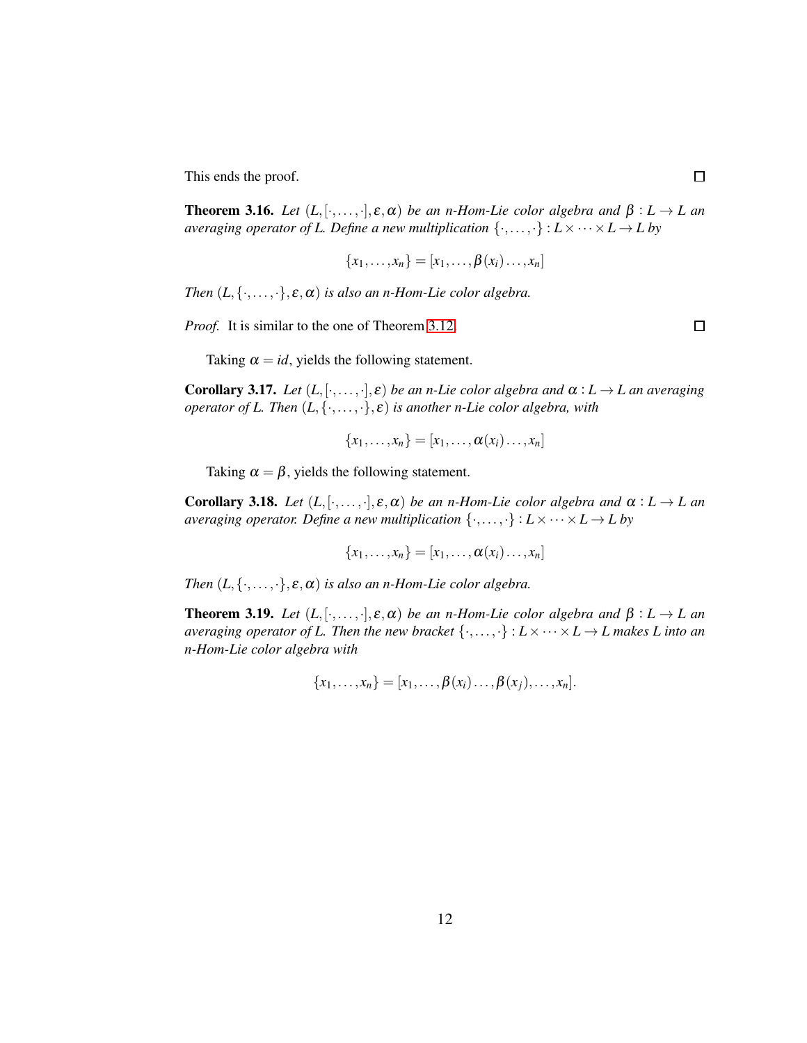This ends the proof. □

**Theorem 3.16.** *Let $(L,[\cdot,\dots,\cdot],\varepsilon,\alpha)$ be an n-Hom-Lie color algebra and $\beta : L \to L$ an averaging operator of L. Define a new multiplication $\{\cdot,\dots,\cdot\} : L\times\cdots\times L \to L$ by*

$$\{x_1,\dots,x_n\} = [x_1,\dots,\beta(x_i)\dots,x_n]$$

*Then $(L,\{\cdot,\dots,\cdot\},\varepsilon,\alpha)$ is also an n-Hom-Lie color algebra.*

*Proof.* It is similar to the one of Theorem 3.12. □

Taking $\alpha = id$, yields the following statement.

**Corollary 3.17.** *Let $(L,[\cdot,\dots,\cdot],\varepsilon)$ be an n-Lie color algebra and $\alpha : L \to L$ an averaging operator of L. Then $(L,\{\cdot,\dots,\cdot\},\varepsilon)$ is another n-Lie color algebra, with*

$$\{x_1,\dots,x_n\} = [x_1,\dots,\alpha(x_i)\dots,x_n]$$

Taking $\alpha = \beta$, yields the following statement.

**Corollary 3.18.** *Let $(L,[\cdot,\dots,\cdot],\varepsilon,\alpha)$ be an n-Hom-Lie color algebra and $\alpha : L \to L$ an averaging operator. Define a new multiplication $\{\cdot,\dots,\cdot\} : L\times\cdots\times L \to L$ by*

$$\{x_1,\dots,x_n\} = [x_1,\dots,\alpha(x_i)\dots,x_n]$$

*Then $(L,\{\cdot,\dots,\cdot\},\varepsilon,\alpha)$ is also an n-Hom-Lie color algebra.*

**Theorem 3.19.** *Let $(L,[\cdot,\dots,\cdot],\varepsilon,\alpha)$ be an n-Hom-Lie color algebra and $\beta : L \to L$ an averaging operator of L. Then the new bracket $\{\cdot,\dots,\cdot\} : L\times\cdots\times L \to L$ makes L into an n-Hom-Lie color algebra with*

$$\{x_1,\dots,x_n\} = [x_1,\dots,\beta(x_i)\dots,\beta(x_j),\dots,x_n].$$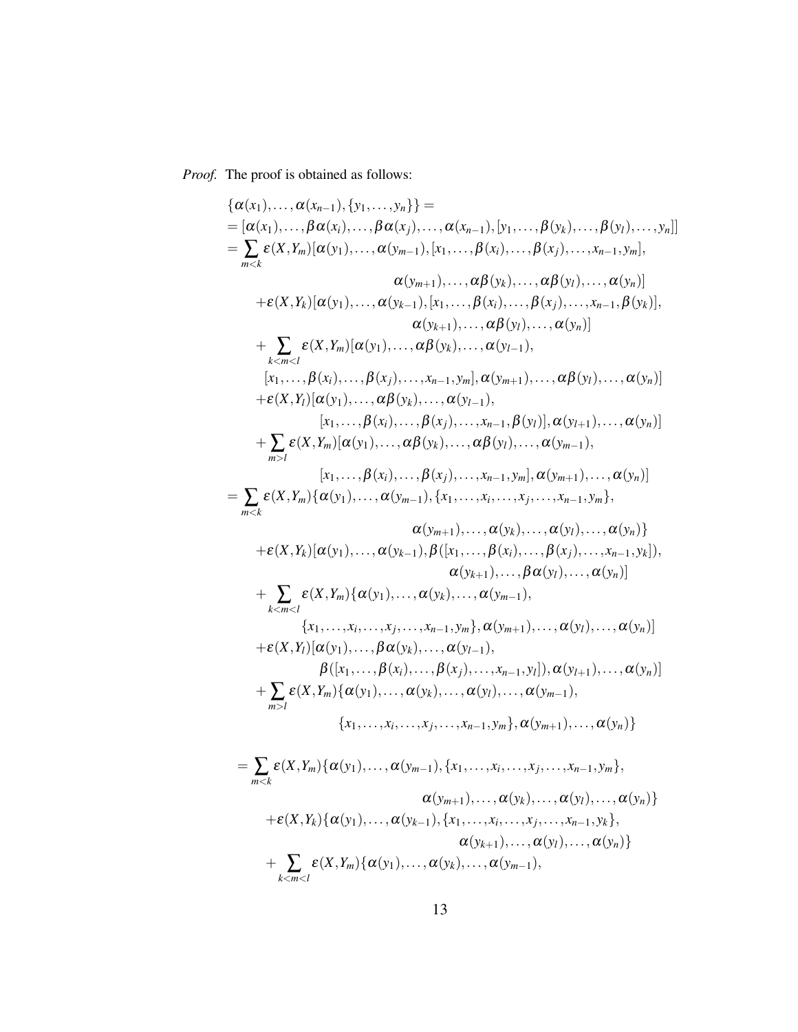*Proof.* The proof is obtained as follows:

$$
\begin{aligned}
&\{\alpha(x_1),\dots,\alpha(x_{n-1}),\{y_1,\dots,y_n\}\} = \\
&= [\alpha(x_1),\dots,\beta\alpha(x_i),\dots,\beta\alpha(x_j),\dots,\alpha(x_{n-1}),[y_1,\dots,\beta(y_k),\dots,\beta(y_l),\dots,y_n]] \\
&= \sum_{m<k} \varepsilon(X,Y_m)[\alpha(y_1),\dots,\alpha(y_{m-1}),[x_1,\dots,\beta(x_i),\dots,\beta(x_j),\dots,x_{n-1},y_m], \\
&\qquad\qquad \alpha(y_{m+1}),\dots,\alpha\beta(y_k),\dots,\alpha\beta(y_l),\dots,\alpha(y_n)] \\
&\quad + \varepsilon(X,Y_k)[\alpha(y_1),\dots,\alpha(y_{k-1}),[x_1,\dots,\beta(x_i),\dots,\beta(x_j),\dots,x_{n-1},\beta(y_k)], \\
&\qquad\qquad \alpha(y_{k+1}),\dots,\alpha\beta(y_l),\dots,\alpha(y_n)] \\
&\quad + \sum_{k<m<l} \varepsilon(X,Y_m)[\alpha(y_1),\dots,\alpha\beta(y_k),\dots,\alpha(y_{l-1}), \\
&\qquad [x_1,\dots,\beta(x_i),\dots,\beta(x_j),\dots,x_{n-1},y_m],\alpha(y_{m+1}),\dots,\alpha\beta(y_l),\dots,\alpha(y_n)] \\
&\quad + \varepsilon(X,Y_l)[\alpha(y_1),\dots,\alpha\beta(y_k),\dots,\alpha(y_{l-1}), \\
&\qquad\qquad [x_1,\dots,\beta(x_i),\dots,\beta(x_j),\dots,x_{n-1},\beta(y_l)],\alpha(y_{l+1}),\dots,\alpha(y_n)] \\
&\quad + \sum_{m>l} \varepsilon(X,Y_m)[\alpha(y_1),\dots,\alpha\beta(y_k),\dots,\alpha\beta(y_l),\dots,\alpha(y_{m-1}), \\
&\qquad\qquad [x_1,\dots,\beta(x_i),\dots,\beta(x_j),\dots,x_{n-1},y_m],\alpha(y_{m+1}),\dots,\alpha(y_n)] \\
&= \sum_{m<k} \varepsilon(X,Y_m)\{\alpha(y_1),\dots,\alpha(y_{m-1}),\{x_1,\dots,x_i,\dots,x_j,\dots,x_{n-1},y_m\}, \\
&\qquad\qquad \alpha(y_{m+1}),\dots,\alpha(y_k),\dots,\alpha(y_l),\dots,\alpha(y_n)\} \\
&\quad + \varepsilon(X,Y_k)[\alpha(y_1),\dots,\alpha(y_{k-1}),\beta([x_1,\dots,\beta(x_i),\dots,\beta(x_j),\dots,x_{n-1},y_k]), \\
&\qquad\qquad \alpha(y_{k+1}),\dots,\beta\alpha(y_l),\dots,\alpha(y_n)] \\
&\quad + \sum_{k<m<l} \varepsilon(X,Y_m)\{\alpha(y_1),\dots,\alpha(y_k),\dots,\alpha(y_{m-1}), \\
&\qquad \{x_1,\dots,x_i,\dots,x_j,\dots,x_{n-1},y_m\},\alpha(y_{m+1}),\dots,\alpha(y_l),\dots,\alpha(y_n)] \\
&\quad + \varepsilon(X,Y_l)[\alpha(y_1),\dots,\beta\alpha(y_k),\dots,\alpha(y_{l-1}), \\
&\qquad\qquad \beta([x_1,\dots,\beta(x_i),\dots,\beta(x_j),\dots,x_{n-1},y_l]),\alpha(y_{l+1}),\dots,\alpha(y_n)] \\
&\quad + \sum_{m>l} \varepsilon(X,Y_m)\{\alpha(y_1),\dots,\alpha(y_k),\dots,\alpha(y_l),\dots,\alpha(y_{m-1}), \\
&\qquad\qquad \{x_1,\dots,x_i,\dots,x_j,\dots,x_{n-1},y_m\},\alpha(y_{m+1}),\dots,\alpha(y_n)\}
\end{aligned}
$$

$$
\begin{aligned}
&= \sum_{m<k} \varepsilon(X,Y_m)\{\alpha(y_1),\dots,\alpha(y_{m-1}),\{x_1,\dots,x_i,\dots,x_j,\dots,x_{n-1},y_m\}, \\
&\qquad\qquad \alpha(y_{m+1}),\dots,\alpha(y_k),\dots,\alpha(y_l),\dots,\alpha(y_n)\} \\
&\quad + \varepsilon(X,Y_k)\{\alpha(y_1),\dots,\alpha(y_{k-1}),\{x_1,\dots,x_i,\dots,x_j,\dots,x_{n-1},y_k\}, \\
&\qquad\qquad \alpha(y_{k+1}),\dots,\alpha(y_l),\dots,\alpha(y_n)\} \\
&\quad + \sum_{k<m<l} \varepsilon(X,Y_m)\{\alpha(y_1),\dots,\alpha(y_k),\dots,\alpha(y_{m-1}),
\end{aligned}
$$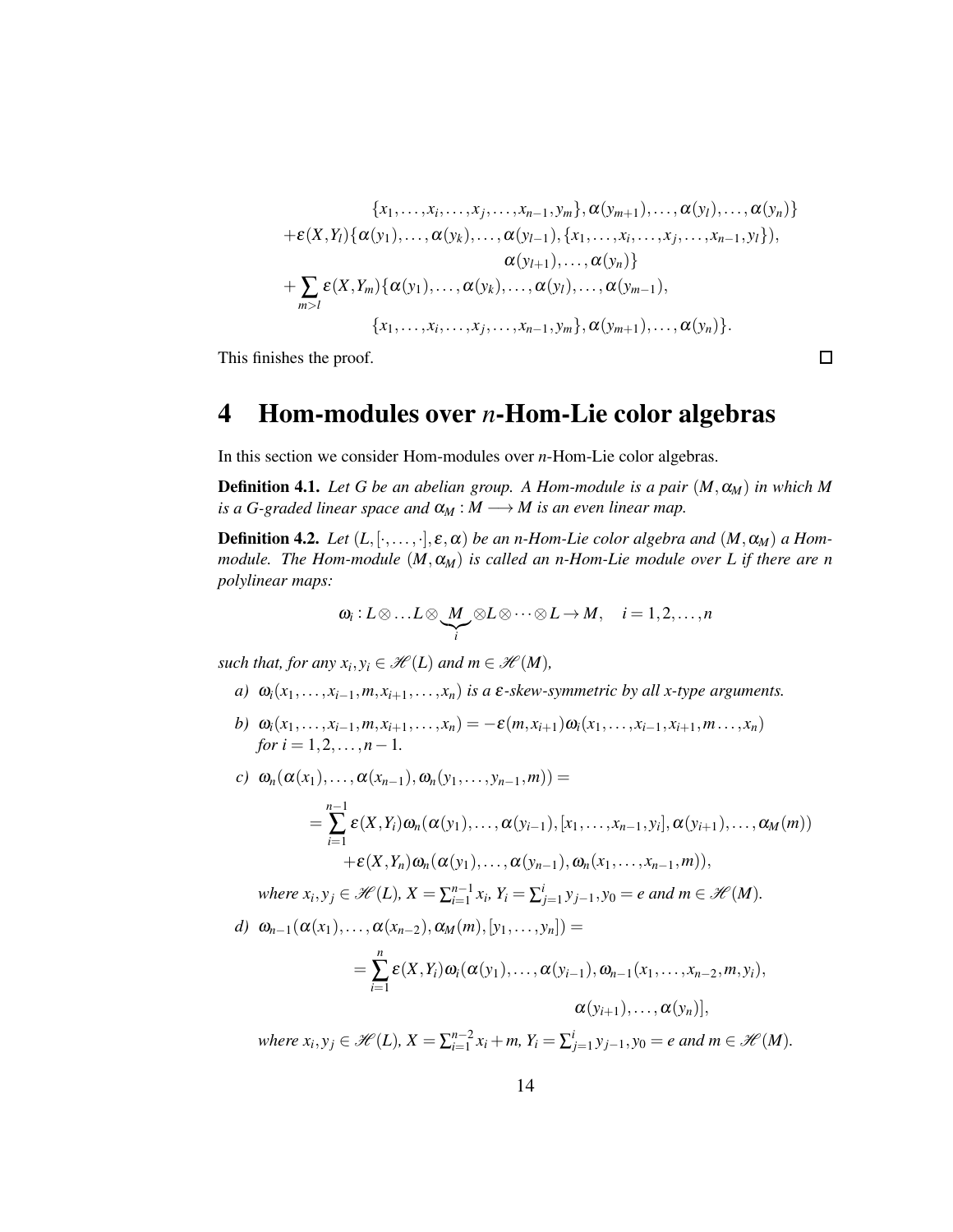$$\{x_1,\ldots,x_i,\ldots,x_j,\ldots,x_{n-1},y_m\},\alpha(y_{m+1}),\ldots,\alpha(y_l),\ldots,\alpha(y_n)\}$$

$$+\varepsilon(X,Y_l)\{\alpha(y_1),\ldots,\alpha(y_k),\ldots,\alpha(y_{l-1}),\{x_1,\ldots,x_i,\ldots,x_j,\ldots,x_{n-1},y_l\}),$$

$$\alpha(y_{l+1}),\ldots,\alpha(y_n)\}$$

$$+\sum_{m>l}\varepsilon(X,Y_m)\{\alpha(y_1),\ldots,\alpha(y_k),\ldots,\alpha(y_l),\ldots,\alpha(y_{m-1}),$$

$$\{x_1,\ldots,x_i,\ldots,x_j,\ldots,x_{n-1},y_m\},\alpha(y_{m+1}),\ldots,\alpha(y_n)\}.$$

This finishes the proof. □

# 4 Hom-modules over $n$-Hom-Lie color algebras

In this section we consider Hom-modules over $n$-Hom-Lie color algebras.

**Definition 4.1.** *Let $G$ be an abelian group. A Hom-module is a pair $(M,\alpha_M)$ in which $M$ is a $G$-graded linear space and $\alpha_M : M \longrightarrow M$ is an even linear map.*

**Definition 4.2.** *Let $(L,[\cdot,\ldots,\cdot],\varepsilon,\alpha)$ be an $n$-Hom-Lie color algebra and $(M,\alpha_M)$ a Hom-module. The Hom-module $(M,\alpha_M)$ is called an $n$-Hom-Lie module over $L$ if there are $n$ polylinear maps:*

$$\omega_i : L\otimes\ldots L\otimes\underbrace{M}_{i}\otimes L\otimes\cdots\otimes L\to M,\quad i=1,2,\ldots,n$$

*such that, for any $x_i,y_i\in\mathscr{H}(L)$ and $m\in\mathscr{H}(M)$,*

*a)* $\omega_i(x_1,\ldots,x_{i-1},m,x_{i+1},\ldots,x_n)$ *is a $\varepsilon$-skew-symmetric by all $x$-type arguments.*

*b)* $\omega_i(x_1,\ldots,x_{i-1},m,x_{i+1},\ldots,x_n)=-\varepsilon(m,x_{i+1})\omega_i(x_1,\ldots,x_{i-1},x_{i+1},m\ldots,x_n)$ *for $i=1,2,\ldots,n-1$.*

*c)* $\omega_n(\alpha(x_1),\ldots,\alpha(x_{n-1}),\omega_n(y_1,\ldots,y_{n-1},m))=$

$$=\sum_{i=1}^{n-1}\varepsilon(X,Y_i)\omega_n(\alpha(y_1),\ldots,\alpha(y_{i-1}),[x_1,\ldots,x_{n-1},y_i],\alpha(y_{i+1}),\ldots,\alpha_M(m))$$

$$+\varepsilon(X,Y_n)\omega_n(\alpha(y_1),\ldots,\alpha(y_{n-1}),\omega_n(x_1,\ldots,x_{n-1},m)),$$

*where $x_i,y_j\in\mathscr{H}(L)$, $X=\sum_{i=1}^{n-1}x_i$, $Y_i=\sum_{j=1}^{i}y_{j-1}, y_0=e$ and $m\in\mathscr{H}(M)$.*

*d)* $\omega_{n-1}(\alpha(x_1),\ldots,\alpha(x_{n-2}),\alpha_M(m),[y_1,\ldots,y_n])=$

$$=\sum_{i=1}^{n}\varepsilon(X,Y_i)\omega_i(\alpha(y_1),\ldots,\alpha(y_{i-1}),\omega_{n-1}(x_1,\ldots,x_{n-2},m,y_i),$$

$$\alpha(y_{i+1}),\ldots,\alpha(y_n)],$$

*where $x_i,y_j\in\mathscr{H}(L)$, $X=\sum_{i=1}^{n-2}x_i+m$, $Y_i=\sum_{j=1}^{i}y_{j-1}, y_0=e$ and $m\in\mathscr{H}(M)$.*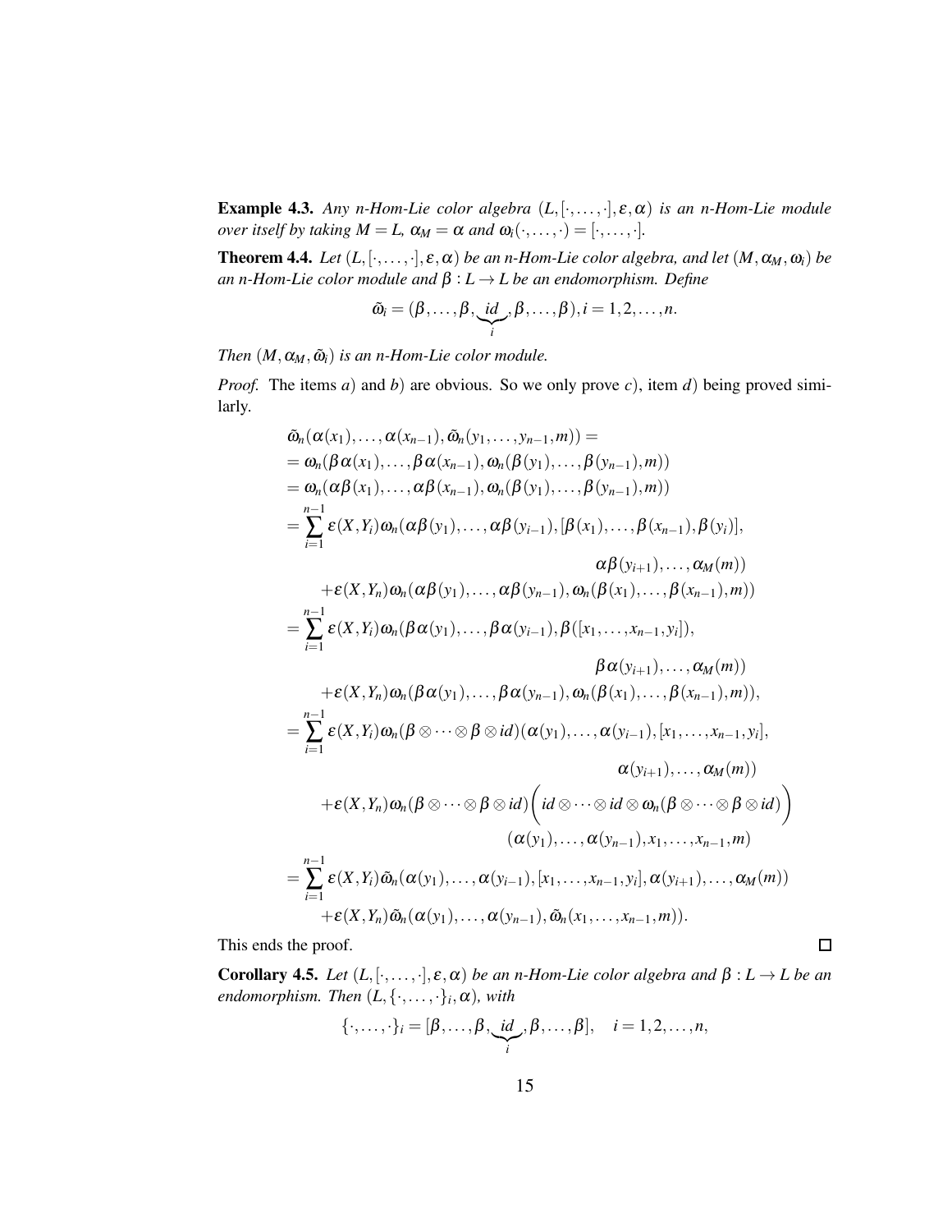**Example 4.3.** *Any n-Hom-Lie color algebra $(L,[\cdot,\dots,\cdot],\varepsilon,\alpha)$ is an n-Hom-Lie module over itself by taking $M=L$, $\alpha_M=\alpha$ and $\omega_i(\cdot,\dots,\cdot)=[\cdot,\dots,\cdot]$.*

**Theorem 4.4.** *Let $(L,[\cdot,\dots,\cdot],\varepsilon,\alpha)$ be an n-Hom-Lie color algebra, and let $(M,\alpha_M,\omega_i)$ be an n-Hom-Lie color module and $\beta:L\to L$ be an endomorphism. Define*

$$\tilde{\omega}_i=(\beta,\dots,\beta,\underbrace{id}_{i},\beta,\dots,\beta), i=1,2,\dots,n.$$

*Then $(M,\alpha_M,\tilde{\omega}_i)$ is an n-Hom-Lie color module.*

*Proof.* The items $a)$ and $b)$ are obvious. So we only prove $c)$, item $d)$ being proved similarly.

$$\begin{aligned}
&\tilde{\omega}_n(\alpha(x_1),\dots,\alpha(x_{n-1}),\tilde{\omega}_n(y_1,\dots,y_{n-1},m))=\\
&=\omega_n(\beta\alpha(x_1),\dots,\beta\alpha(x_{n-1}),\omega_n(\beta(y_1),\dots,\beta(y_{n-1}),m))\\
&=\omega_n(\alpha\beta(x_1),\dots,\alpha\beta(x_{n-1}),\omega_n(\beta(y_1),\dots,\beta(y_{n-1}),m))\\
&=\sum_{i=1}^{n-1}\varepsilon(X,Y_i)\omega_n(\alpha\beta(y_1),\dots,\alpha\beta(y_{i-1}),[\beta(x_1),\dots,\beta(x_{n-1}),\beta(y_i)],\\
&\qquad\qquad\qquad\qquad\alpha\beta(y_{i+1}),\dots,\alpha_M(m))\\
&\quad+\varepsilon(X,Y_n)\omega_n(\alpha\beta(y_1),\dots,\alpha\beta(y_{n-1}),\omega_n(\beta(x_1),\dots,\beta(x_{n-1}),m))\\
&=\sum_{i=1}^{n-1}\varepsilon(X,Y_i)\omega_n(\beta\alpha(y_1),\dots,\beta\alpha(y_{i-1}),\beta([x_1,\dots,x_{n-1},y_i]),\\
&\qquad\qquad\qquad\qquad\beta\alpha(y_{i+1}),\dots,\alpha_M(m))\\
&\quad+\varepsilon(X,Y_n)\omega_n(\beta\alpha(y_1),\dots,\beta\alpha(y_{n-1}),\omega_n(\beta(x_1),\dots,\beta(x_{n-1}),m)),\\
&=\sum_{i=1}^{n-1}\varepsilon(X,Y_i)\omega_n(\beta\otimes\dots\otimes\beta\otimes id)(\alpha(y_1),\dots,\alpha(y_{i-1}),[x_1,\dots,x_{n-1},y_i],\\
&\qquad\qquad\qquad\qquad\alpha(y_{i+1}),\dots,\alpha_M(m))\\
&\quad+\varepsilon(X,Y_n)\omega_n(\beta\otimes\dots\otimes\beta\otimes id)\Big(id\otimes\dots\otimes id\otimes\omega_n(\beta\otimes\dots\otimes\beta\otimes id)\Big)\\
&\qquad\qquad\qquad(\alpha(y_1),\dots,\alpha(y_{n-1}),x_1,\dots,x_{n-1},m)\\
&=\sum_{i=1}^{n-1}\varepsilon(X,Y_i)\tilde{\omega}_n(\alpha(y_1),\dots,\alpha(y_{i-1}),[x_1,\dots,x_{n-1},y_i],\alpha(y_{i+1}),\dots,\alpha_M(m))\\
&\quad+\varepsilon(X,Y_n)\tilde{\omega}_n(\alpha(y_1),\dots,\alpha(y_{n-1}),\tilde{\omega}_n(x_1,\dots,x_{n-1},m)).
\end{aligned}$$

This ends the proof. ∎

**Corollary 4.5.** *Let $(L,[\cdot,\dots,\cdot],\varepsilon,\alpha)$ be an n-Hom-Lie color algebra and $\beta:L\to L$ be an endomorphism. Then $(L,\{\cdot,\dots,\cdot\}_i,\alpha)$, with*

$$\{\cdot,\dots,\cdot\}_i=[\beta,\dots,\beta,\underbrace{id}_{i},\beta,\dots,\beta],\quad i=1,2,\dots,n,$$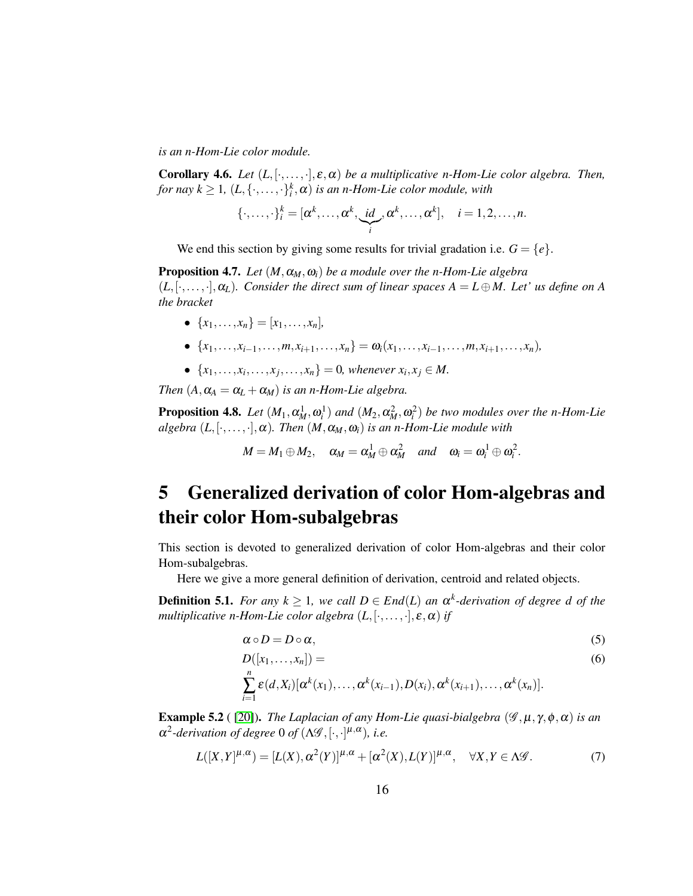*is an n-Hom-Lie color module.*

**Corollary 4.6.** *Let $(L, [\cdot, \dots, \cdot], \varepsilon, \alpha)$ be a multiplicative n-Hom-Lie color algebra. Then, for nay $k \geq 1$, $(L, \{\cdot, \dots, \cdot\}_i^k, \alpha)$ is an n-Hom-Lie color module, with*

$$\{\cdot, \dots, \cdot\}_i^k = [\alpha^k, \dots, \alpha^k, \underbrace{id}_{i}, \alpha^k, \dots, \alpha^k], \quad i = 1, 2, \dots, n.$$

We end this section by giving some results for trivial gradation i.e. $G = \{e\}$.

**Proposition 4.7.** *Let $(M, \alpha_M, \omega_i)$ be a module over the n-Hom-Lie algebra $(L, [\cdot, \dots, \cdot], \alpha_L)$. Consider the direct sum of linear spaces $A = L \oplus M$. Let' us define on $A$ the bracket*

- $\{x_1, \dots, x_n\} = [x_1, \dots, x_n]$,
- $\{x_1, \dots, x_{i-1}, \dots, m, x_{i+1}, \dots, x_n\} = \omega_i(x_1, \dots, x_{i-1}, \dots, m, x_{i+1}, \dots, x_n)$,
- $\{x_1, \dots, x_i, \dots, x_j, \dots, x_n\} = 0$, *whenever $x_i, x_j \in M$.*

*Then $(A, \alpha_A = \alpha_L + \alpha_M)$ is an n-Hom-Lie algebra.*

**Proposition 4.8.** *Let $(M_1, \alpha_M^1, \omega_i^1)$ and $(M_2, \alpha_M^2, \omega_i^2)$ be two modules over the n-Hom-Lie algebra $(L, [\cdot, \dots, \cdot], \alpha)$. Then $(M, \alpha_M, \omega_i)$ is an n-Hom-Lie module with*

$$M = M_1 \oplus M_2, \quad \alpha_M = \alpha_M^1 \oplus \alpha_M^2 \quad \text{and} \quad \omega_i = \omega_i^1 \oplus \omega_i^2.$$

# 5 Generalized derivation of color Hom-algebras and their color Hom-subalgebras

This section is devoted to generalized derivation of color Hom-algebras and their color Hom-subalgebras.

Here we give a more general definition of derivation, centroid and related objects.

**Definition 5.1.** *For any $k \geq 1$, we call $D \in End(L)$ an $\alpha^k$-derivation of degree $d$ of the multiplicative n-Hom-Lie color algebra $(L, [\cdot, \dots, \cdot], \varepsilon, \alpha)$ if*

$$\alpha \circ D = D \circ \alpha, \tag{5}$$

$$D([x_1, \dots, x_n]) = \sum_{i=1}^{n} \varepsilon(d, X_i)[\alpha^k(x_1), \dots, \alpha^k(x_{i-1}), D(x_i), \alpha^k(x_{i+1}), \dots, \alpha^k(x_n)]. \tag{6}$$

**Example 5.2** ( [20]). *The Laplacian of any Hom-Lie quasi-bialgebra $(\mathscr{G}, \mu, \gamma, \phi, \alpha)$ is an $\alpha^2$-derivation of degree $0$ of $(\Lambda\mathscr{G}, [\cdot, \cdot]^{\mu,\alpha})$, i.e.*

$$L([X,Y]^{\mu,\alpha}) = [L(X), \alpha^2(Y)]^{\mu,\alpha} + [\alpha^2(X), L(Y)]^{\mu,\alpha}, \quad \forall X, Y \in \Lambda\mathscr{G}. \tag{7}$$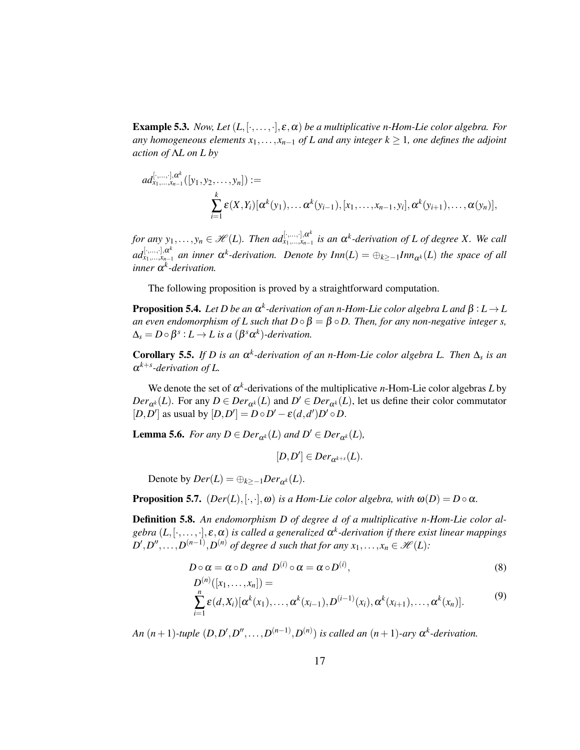**Example 5.3.** *Now, Let $(L, [\cdot, \dots, \cdot], \varepsilon, \alpha)$ be a multiplicative n-Hom-Lie color algebra. For any homogeneous elements $x_1, \dots, x_{n-1}$ of $L$ and any integer $k \geq 1$, one defines the adjoint action of $\Lambda L$ on $L$ by*

$$ad^{[\cdot,\dots,\cdot],\alpha^k}_{x_1,\dots,x_{n-1}}([y_1, y_2, \dots, y_n]) :=$$
$$\sum_{i=1}^{k} \varepsilon(X, Y_i)[\alpha^k(y_1), \dots \alpha^k(y_{i-1}), [x_1, \dots, x_{n-1}, y_i], \alpha^k(y_{i+1}), \dots, \alpha(y_n)],$$

*for any $y_1, \dots, y_n \in \mathscr{H}(L)$. Then $ad^{[\cdot,\dots,\cdot],\alpha^k}_{x_1,\dots,x_{n-1}}$ is an $\alpha^k$-derivation of $L$ of degree $X$. We call $ad^{[\cdot,\dots,\cdot],\alpha^k}_{x_1,\dots,x_{n-1}}$ an inner $\alpha^k$-derivation. Denote by $Inn(L) = \oplus_{k\geq -1} Inn_{\alpha^k}(L)$ the space of all inner $\alpha^k$-derivation.*

The following proposition is proved by a straightforward computation.

**Proposition 5.4.** *Let $D$ be an $\alpha^k$-derivation of an n-Hom-Lie color algebra $L$ and $\beta : L \to L$ an even endomorphism of $L$ such that $D \circ \beta = \beta \circ D$. Then, for any non-negative integer $s$, $\Delta_s = D \circ \beta^s : L \to L$ is a $(\beta^s \alpha^k)$-derivation.*

**Corollary 5.5.** *If $D$ is an $\alpha^k$-derivation of an n-Hom-Lie color algebra $L$. Then $\Delta_s$ is an $\alpha^{k+s}$-derivation of $L$.*

We denote the set of $\alpha^k$-derivations of the multiplicative $n$-Hom-Lie color algebras $L$ by $Der_{\alpha^k}(L)$. For any $D \in Der_{\alpha^k}(L)$ and $D' \in Der_{\alpha^k}(L)$, let us define their color commutator $[D, D']$ as usual by $[D, D'] = D \circ D' - \varepsilon(d, d')D' \circ D$.

**Lemma 5.6.** *For any $D \in Der_{\alpha^k}(L)$ and $D' \in Der_{\alpha^k}(L)$,*

$$[D, D'] \in Der_{\alpha^{k+s}}(L).$$

Denote by $Der(L) = \oplus_{k\geq -1} Der_{\alpha^k}(L)$.

**Proposition 5.7.** *$(Der(L), [\cdot, \cdot], \omega)$ is a Hom-Lie color algebra, with $\omega(D) = D \circ \alpha$.*

**Definition 5.8.** *An endomorphism $D$ of degree $d$ of a multiplicative n-Hom-Lie color algebra $(L, [\cdot, \dots, \cdot], \varepsilon, \alpha)$ is called a generalized $\alpha^k$-derivation if there exist linear mappings $D', D'', \dots, D^{(n-1)}, D^{(n)}$ of degree $d$ such that for any $x_1, \dots, x_n \in \mathscr{H}(L)$:*

$$D \circ \alpha = \alpha \circ D \text{ and } D^{(i)} \circ \alpha = \alpha \circ D^{(i)}, \tag{8}$$

$$D^{(n)}([x_1, \dots, x_n]) = \sum_{i=1}^{n} \varepsilon(d, X_i)[\alpha^k(x_1), \dots, \alpha^k(x_{i-1}), D^{(i-1)}(x_i), \alpha^k(x_{i+1}), \dots, \alpha^k(x_n)]. \tag{9}$$

*An $(n+1)$-tuple $(D, D', D'', \dots, D^{(n-1)}, D^{(n)})$ is called an $(n+1)$-ary $\alpha^k$-derivation.*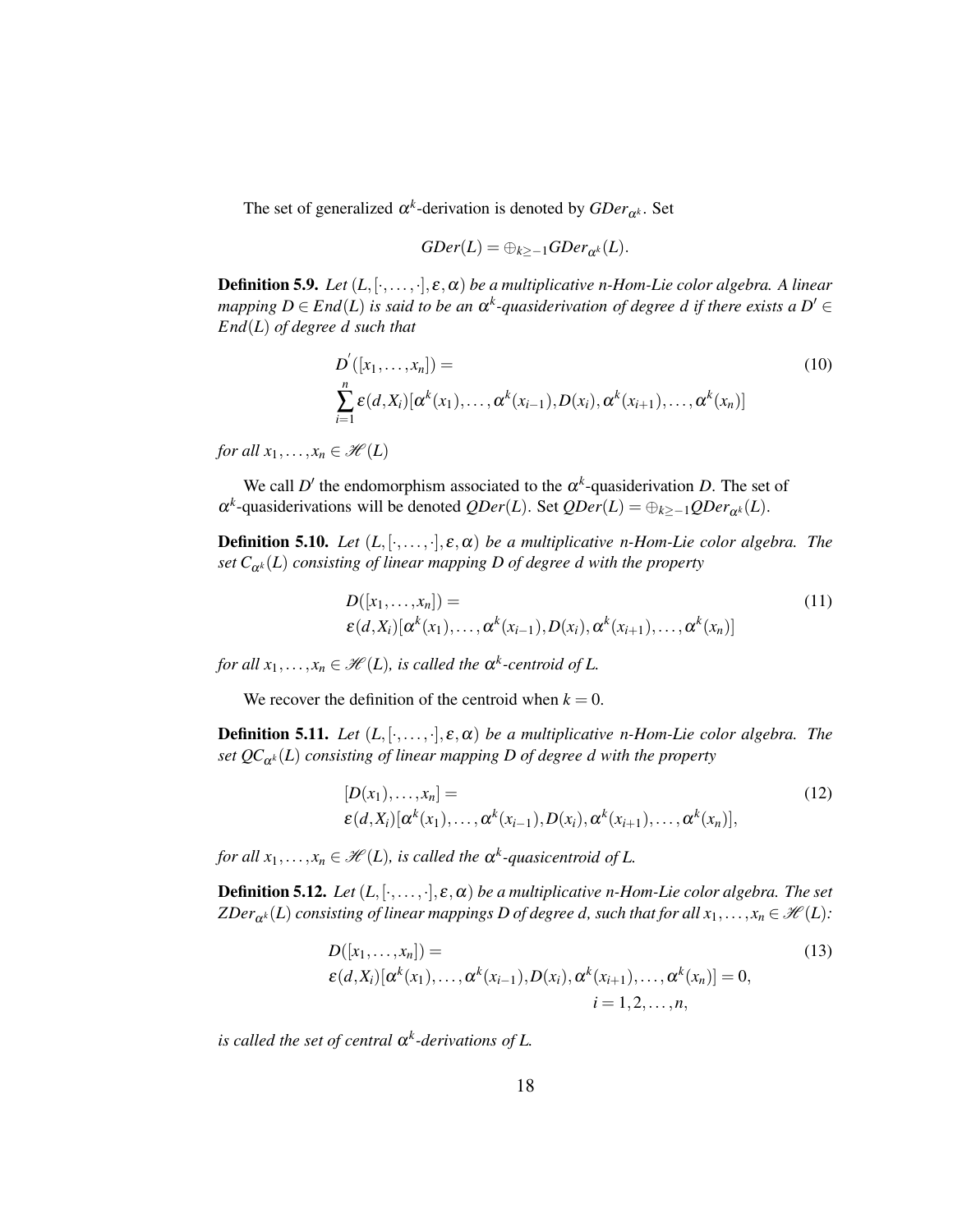The set of generalized $\alpha^k$-derivation is denoted by $GDer_{\alpha^k}$. Set

$$GDer(L) = \oplus_{k \geq -1} GDer_{\alpha^k}(L).$$

**Definition 5.9.** *Let $(L, [\cdot, \dots, \cdot], \varepsilon, \alpha)$ be a multiplicative n-Hom-Lie color algebra. A linear mapping $D \in End(L)$ is said to be an $\alpha^k$-quasiderivation of degree $d$ if there exists a $D' \in End(L)$ of degree $d$ such that*

$$D^{'}([x_1, \dots, x_n]) = \sum_{i=1}^{n} \varepsilon(d, X_i)[\alpha^k(x_1), \dots, \alpha^k(x_{i-1}), D(x_i), \alpha^k(x_{i+1}), \dots, \alpha^k(x_n)] \tag{10}$$

*for all $x_1, \dots, x_n \in \mathscr{H}(L)$*

We call $D'$ the endomorphism associated to the $\alpha^k$-quasiderivation $D$. The set of $\alpha^k$-quasiderivations will be denoted $QDer(L)$. Set $QDer(L) = \oplus_{k \geq -1} QDer_{\alpha^k}(L)$.

**Definition 5.10.** *Let $(L, [\cdot, \dots, \cdot], \varepsilon, \alpha)$ be a multiplicative n-Hom-Lie color algebra. The set $C_{\alpha^k}(L)$ consisting of linear mapping D of degree d with the property*

$$D([x_1, \dots, x_n]) = \varepsilon(d, X_i)[\alpha^k(x_1), \dots, \alpha^k(x_{i-1}), D(x_i), \alpha^k(x_{i+1}), \dots, \alpha^k(x_n)] \tag{11}$$

*for all $x_1, \dots, x_n \in \mathscr{H}(L)$, is called the $\alpha^k$-centroid of L.*

We recover the definition of the centroid when $k = 0$.

**Definition 5.11.** *Let $(L, [\cdot, \dots, \cdot], \varepsilon, \alpha)$ be a multiplicative n-Hom-Lie color algebra. The set $QC_{\alpha^k}(L)$ consisting of linear mapping D of degree d with the property*

$$[D(x_1), \dots, x_n] = \varepsilon(d, X_i)[\alpha^k(x_1), \dots, \alpha^k(x_{i-1}), D(x_i), \alpha^k(x_{i+1}), \dots, \alpha^k(x_n)], \tag{12}$$

*for all $x_1, \dots, x_n \in \mathscr{H}(L)$, is called the $\alpha^k$-quasicentroid of L.*

**Definition 5.12.** *Let $(L, [\cdot, \dots, \cdot], \varepsilon, \alpha)$ be a multiplicative n-Hom-Lie color algebra. The set $ZDer_{\alpha^k}(L)$ consisting of linear mappings D of degree d, such that for all $x_1, \dots, x_n \in \mathscr{H}(L)$:*

$$D([x_1, \dots, x_n]) = \varepsilon(d, X_i)[\alpha^k(x_1), \dots, \alpha^k(x_{i-1}), D(x_i), \alpha^k(x_{i+1}), \dots, \alpha^k(x_n)] = 0, \quad i = 1, 2, \dots, n, \tag{13}$$

*is called the set of central $\alpha^k$-derivations of L.*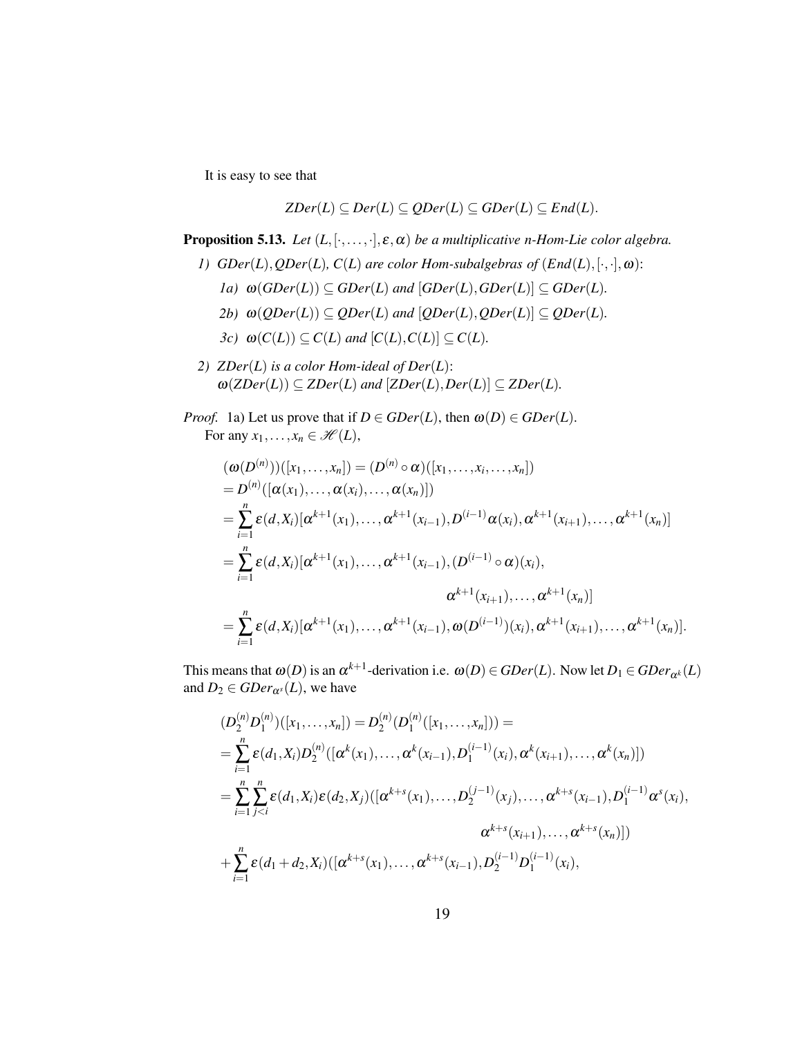It is easy to see that

$$ZDer(L) \subseteq Der(L) \subseteq QDer(L) \subseteq GDer(L) \subseteq End(L).$$

**Proposition 5.13.** *Let $(L, [\cdot, \dots, \cdot], \varepsilon, \alpha)$ be a multiplicative n-Hom-Lie color algebra.*

1) *$GDer(L), QDer(L)$, $C(L)$ are color Hom-subalgebras of $(End(L), [\cdot, \cdot], \omega)$:*
   - *1a) $\omega(GDer(L)) \subseteq GDer(L)$ and $[GDer(L), GDer(L)] \subseteq GDer(L)$.*
   - *2b) $\omega(QDer(L)) \subseteq QDer(L)$ and $[QDer(L), QDer(L)] \subseteq QDer(L)$.*
   - *3c) $\omega(C(L)) \subseteq C(L)$ and $[C(L), C(L)] \subseteq C(L)$.*
2) *$ZDer(L)$ is a color Hom-ideal of $Der(L)$:* 
   *$\omega(ZDer(L)) \subseteq ZDer(L)$ and $[ZDer(L), Der(L)] \subseteq ZDer(L)$.*

*Proof.* 1a) Let us prove that if $D \in GDer(L)$, then $\omega(D) \in GDer(L)$.
For any $x_1, \dots, x_n \in \mathscr{H}(L)$,

$$\begin{aligned}
&(\omega(D^{(n)}))([x_1, \dots, x_n]) = (D^{(n)} \circ \alpha)([x_1, \dots, x_i, \dots, x_n]) \\
&= D^{(n)}([\alpha(x_1), \dots, \alpha(x_i), \dots, \alpha(x_n)]) \\
&= \sum_{i=1}^{n} \varepsilon(d, X_i)[\alpha^{k+1}(x_1), \dots, \alpha^{k+1}(x_{i-1}), D^{(i-1)}\alpha(x_i), \alpha^{k+1}(x_{i+1}), \dots, \alpha^{k+1}(x_n)] \\
&= \sum_{i=1}^{n} \varepsilon(d, X_i)[\alpha^{k+1}(x_1), \dots, \alpha^{k+1}(x_{i-1}), (D^{(i-1)} \circ \alpha)(x_i), \\
&\qquad\qquad\qquad\qquad \alpha^{k+1}(x_{i+1}), \dots, \alpha^{k+1}(x_n)] \\
&= \sum_{i=1}^{n} \varepsilon(d, X_i)[\alpha^{k+1}(x_1), \dots, \alpha^{k+1}(x_{i-1}), \omega(D^{(i-1)})(x_i), \alpha^{k+1}(x_{i+1}), \dots, \alpha^{k+1}(x_n)].
\end{aligned}$$

This means that $\omega(D)$ is an $\alpha^{k+1}$-derivation i.e. $\omega(D) \in GDer(L)$. Now let $D_1 \in GDer_{\alpha^k}(L)$ and $D_2 \in GDer_{\alpha^s}(L)$, we have

$$\begin{aligned}
&(D_2^{(n)} D_1^{(n)})([x_1, \dots, x_n]) = D_2^{(n)}(D_1^{(n)}([x_1, \dots, x_n])) = \\
&= \sum_{i=1}^{n} \varepsilon(d_1, X_i) D_2^{(n)}([\alpha^k(x_1), \dots, \alpha^k(x_{i-1}), D_1^{(i-1)}(x_i), \alpha^k(x_{i+1}), \dots, \alpha^k(x_n)]) \\
&= \sum_{i=1}^{n} \sum_{j<i}^{n} \varepsilon(d_1, X_i)\varepsilon(d_2, X_j)([\alpha^{k+s}(x_1), \dots, D_2^{(j-1)}(x_j), \dots, \alpha^{k+s}(x_{i-1}), D_1^{(i-1)}\alpha^s(x_i), \\
&\qquad\qquad\qquad\qquad \alpha^{k+s}(x_{i+1}), \dots, \alpha^{k+s}(x_n)]) \\
&+ \sum_{i=1}^{n} \varepsilon(d_1 + d_2, X_i)([\alpha^{k+s}(x_1), \dots, \alpha^{k+s}(x_{i-1}), D_2^{(i-1)} D_1^{(i-1)}(x_i),
\end{aligned}$$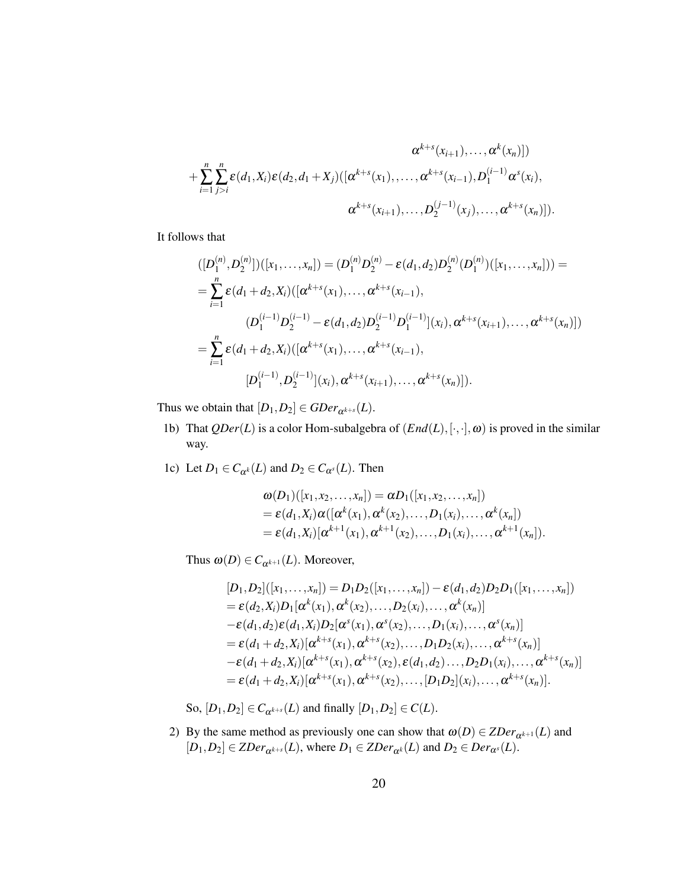$$
\alpha^{k+s}(x_{i+1}),\ldots,\alpha^{k}(x_n)])
$$

$$
+\sum_{i=1}^{n}\sum_{j>i}^{n}\varepsilon(d_1,X_i)\varepsilon(d_2,d_1+X_j)([\alpha^{k+s}(x_1),,\ldots,\alpha^{k+s}(x_{i-1}),D_1^{(i-1)}\alpha^{s}(x_i),
$$

$$
\alpha^{k+s}(x_{i+1}),\ldots,D_2^{(j-1)}(x_j),\ldots,\alpha^{k+s}(x_n)]).
$$

It follows that

$$
\begin{aligned}
&([D_1^{(n)},D_2^{(n)}])([x_1,\ldots,x_n]) = (D_1^{(n)}D_2^{(n)} - \varepsilon(d_1,d_2)D_2^{(n)}(D_1^{(n)})([x_1,\ldots,x_n])) = \\
&= \sum_{i=1}^{n}\varepsilon(d_1+d_2,X_i)([\alpha^{k+s}(x_1),\ldots,\alpha^{k+s}(x_{i-1}), \\
&\qquad (D_1^{(i-1)}D_2^{(i-1)} - \varepsilon(d_1,d_2)D_2^{(i-1)}D_1^{(i-1)}](x_i),\alpha^{k+s}(x_{i+1}),\ldots,\alpha^{k+s}(x_n)]) \\
&= \sum_{i=1}^{n}\varepsilon(d_1+d_2,X_i)([\alpha^{k+s}(x_1),\ldots,\alpha^{k+s}(x_{i-1}), \\
&\qquad [D_1^{(i-1)},D_2^{(i-1)}](x_i),\alpha^{k+s}(x_{i+1}),\ldots,\alpha^{k+s}(x_n)]).
\end{aligned}
$$

Thus we obtain that $[D_1,D_2]\in GDer_{\alpha^{k+s}}(L)$.

1b) That $QDer(L)$ is a color Hom-subalgebra of $(End(L),[\cdot,\cdot],\omega)$ is proved in the similar way.

1c) Let $D_1\in C_{\alpha^k}(L)$ and $D_2\in C_{\alpha^s}(L)$. Then

$$
\begin{aligned}
&\omega(D_1)([x_1,x_2,\ldots,x_n]) = \alpha D_1([x_1,x_2,\ldots,x_n]) \\
&= \varepsilon(d_1,X_i)\alpha([\alpha^k(x_1),\alpha^k(x_2),\ldots,D_1(x_i),\ldots,\alpha^k(x_n)]) \\
&= \varepsilon(d_1,X_i)[\alpha^{k+1}(x_1),\alpha^{k+1}(x_2),\ldots,D_1(x_i),\ldots,\alpha^{k+1}(x_n)]).
\end{aligned}
$$

Thus $\omega(D)\in C_{\alpha^{k+1}}(L)$. Moreover,

$$
\begin{aligned}
&[D_1,D_2]([x_1,\ldots,x_n]) = D_1D_2([x_1,\ldots,x_n]) - \varepsilon(d_1,d_2)D_2D_1([x_1,\ldots,x_n]) \\
&= \varepsilon(d_2,X_i)D_1[\alpha^k(x_1),\alpha^k(x_2),\ldots,D_2(x_i),\ldots,\alpha^k(x_n)] \\
&-\varepsilon(d_1,d_2)\varepsilon(d_1,X_i)D_2[\alpha^s(x_1),\alpha^s(x_2),\ldots,D_1(x_i),\ldots,\alpha^s(x_n)] \\
&= \varepsilon(d_1+d_2,X_i)[\alpha^{k+s}(x_1),\alpha^{k+s}(x_2),\ldots,D_1D_2(x_i),\ldots,\alpha^{k+s}(x_n)] \\
&-\varepsilon(d_1+d_2,X_i)[\alpha^{k+s}(x_1),\alpha^{k+s}(x_2),\varepsilon(d_1,d_2)\ldots,D_2D_1(x_i),\ldots,\alpha^{k+s}(x_n)] \\
&= \varepsilon(d_1+d_2,X_i)[\alpha^{k+s}(x_1),\alpha^{k+s}(x_2),\ldots,[D_1D_2](x_i),\ldots,\alpha^{k+s}(x_n)].
\end{aligned}
$$

So, $[D_1,D_2]\in C_{\alpha^{k+s}}(L)$ and finally $[D_1,D_2]\in C(L)$.

2) By the same method as previously one can show that $\omega(D)\in ZDer_{\alpha^{k+1}}(L)$ and $[D_1,D_2]\in ZDer_{\alpha^{k+s}}(L)$, where $D_1\in ZDer_{\alpha^k}(L)$ and $D_2\in Der_{\alpha^s}(L)$.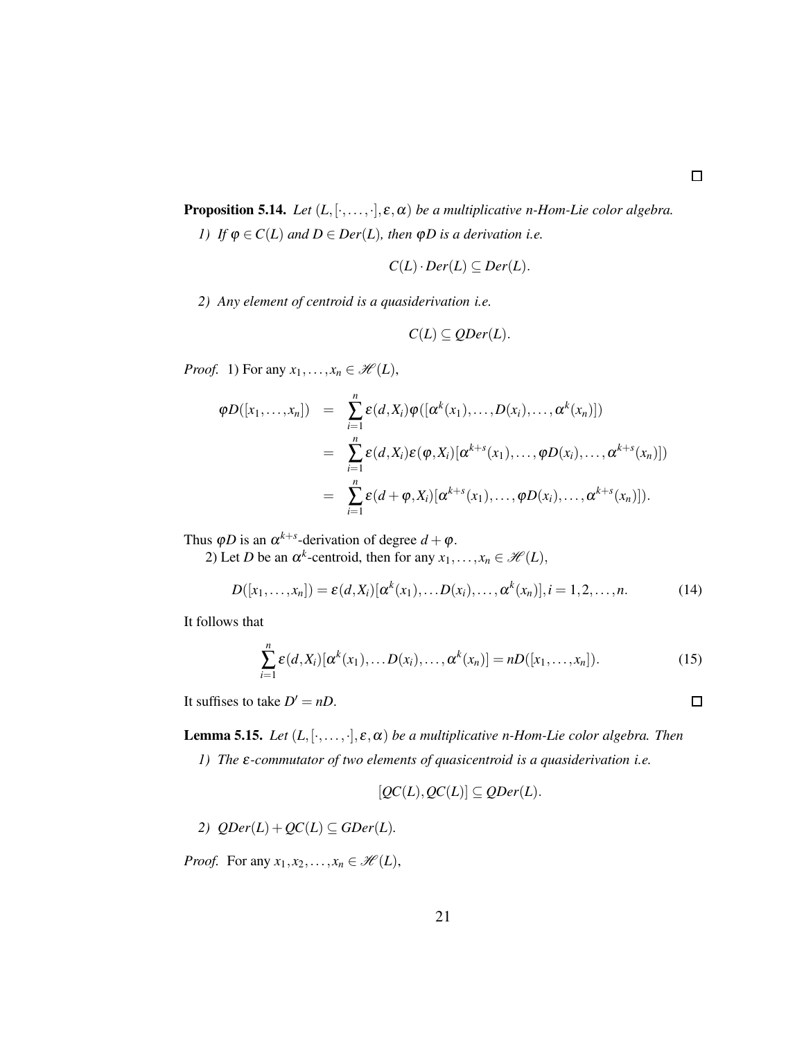□

**Proposition 5.14.** *Let $(L,[\cdot,\dots,\cdot],\varepsilon,\alpha)$ be a multiplicative n-Hom-Lie color algebra.*

*1) If $\varphi \in C(L)$ and $D \in Der(L)$, then $\varphi D$ is a derivation i.e.*

$$C(L)\cdot Der(L) \subseteq Der(L).$$

*2) Any element of centroid is a quasiderivation i.e.*

$$C(L) \subseteq QDer(L).$$

*Proof.* 1) For any $x_1,\dots,x_n \in \mathscr{H}(L)$,

$$\begin{aligned}
\varphi D([x_1,\dots,x_n]) &= \sum_{i=1}^{n}\varepsilon(d,X_i)\varphi([\alpha^k(x_1),\dots,D(x_i),\dots,\alpha^k(x_n)]) \\
&= \sum_{i=1}^{n}\varepsilon(d,X_i)\varepsilon(\varphi,X_i)[\alpha^{k+s}(x_1),\dots,\varphi D(x_i),\dots,\alpha^{k+s}(x_n)]) \\
&= \sum_{i=1}^{n}\varepsilon(d+\varphi,X_i)[\alpha^{k+s}(x_1),\dots,\varphi D(x_i),\dots,\alpha^{k+s}(x_n)]).
\end{aligned}$$

Thus $\varphi D$ is an $\alpha^{k+s}$-derivation of degree $d+\varphi$.

2) Let $D$ be an $\alpha^k$-centroid, then for any $x_1,\dots,x_n \in \mathscr{H}(L)$,

$$D([x_1,\dots,x_n]) = \varepsilon(d,X_i)[\alpha^k(x_1),\dots D(x_i),\dots,\alpha^k(x_n)], i=1,2,\dots,n. \tag{14}$$

It follows that

$$\sum_{i=1}^{n}\varepsilon(d,X_i)[\alpha^k(x_1),\dots D(x_i),\dots,\alpha^k(x_n)] = nD([x_1,\dots,x_n]). \tag{15}$$

It suffises to take $D' = nD$. □

**Lemma 5.15.** *Let $(L,[\cdot,\dots,\cdot],\varepsilon,\alpha)$ be a multiplicative n-Hom-Lie color algebra. Then*

*1) The $\varepsilon$-commutator of two elements of quasicentroid is a quasiderivation i.e.*

$$[QC(L),QC(L)] \subseteq QDer(L).$$

*2) $QDer(L)+QC(L) \subseteq GDer(L)$.*

*Proof.* For any $x_1,x_2,\dots,x_n \in \mathscr{H}(L)$,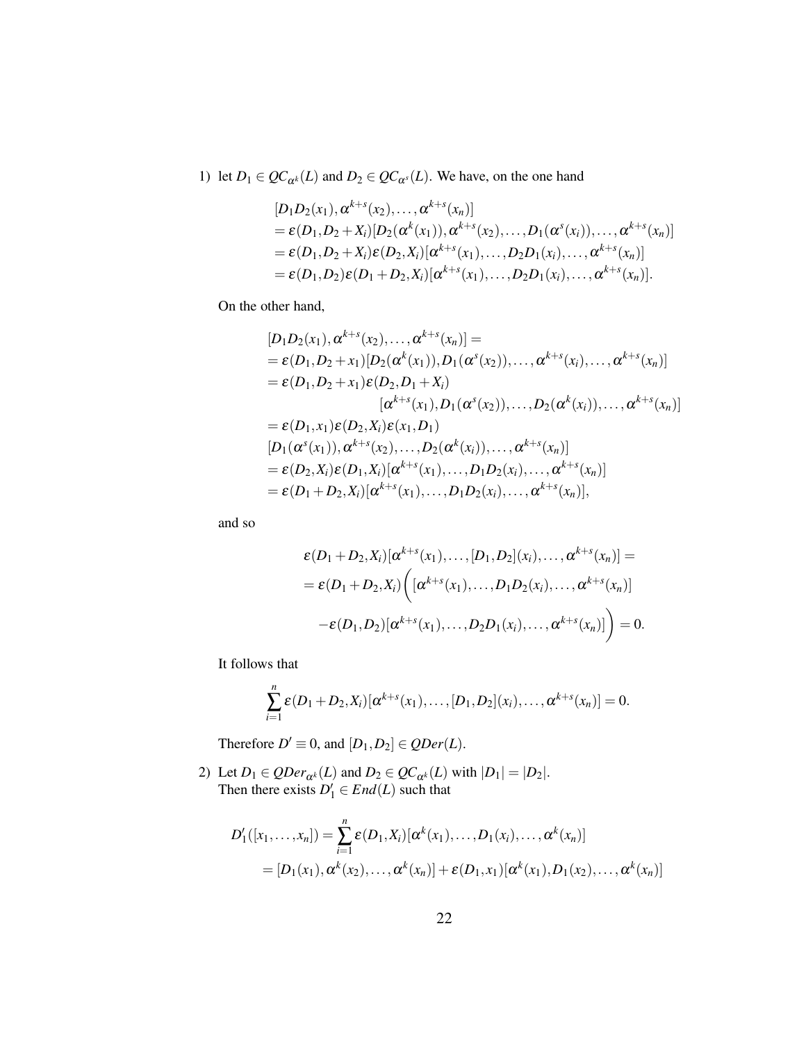1) let $D_1 \in QC_{\alpha^k}(L)$ and $D_2 \in QC_{\alpha^s}(L)$. We have, on the one hand

$$
\begin{aligned}
&[D_1D_2(x_1), \alpha^{k+s}(x_2), \ldots, \alpha^{k+s}(x_n)] \\
&= \varepsilon(D_1, D_2 + X_i)[D_2(\alpha^k(x_1)), \alpha^{k+s}(x_2), \ldots, D_1(\alpha^s(x_i)), \ldots, \alpha^{k+s}(x_n)] \\
&= \varepsilon(D_1, D_2 + X_i)\varepsilon(D_2, X_i)[\alpha^{k+s}(x_1), \ldots, D_2D_1(x_i), \ldots, \alpha^{k+s}(x_n)] \\
&= \varepsilon(D_1, D_2)\varepsilon(D_1 + D_2, X_i)[\alpha^{k+s}(x_1), \ldots, D_2D_1(x_i), \ldots, \alpha^{k+s}(x_n)].
\end{aligned}
$$

On the other hand,

$$
\begin{aligned}
&[D_1D_2(x_1), \alpha^{k+s}(x_2), \ldots, \alpha^{k+s}(x_n)] = \\
&= \varepsilon(D_1, D_2 + x_1)[D_2(\alpha^k(x_1)), D_1(\alpha^s(x_2)), \ldots, \alpha^{k+s}(x_i), \ldots, \alpha^{k+s}(x_n)] \\
&= \varepsilon(D_1, D_2 + x_1)\varepsilon(D_2, D_1 + X_i) \\
&\qquad\qquad [\alpha^{k+s}(x_1), D_1(\alpha^s(x_2)), \ldots, D_2(\alpha^k(x_i)), \ldots, \alpha^{k+s}(x_n)] \\
&= \varepsilon(D_1, x_1)\varepsilon(D_2, X_i)\varepsilon(x_1, D_1) \\
&[D_1(\alpha^s(x_1)), \alpha^{k+s}(x_2), \ldots, D_2(\alpha^k(x_i)), \ldots, \alpha^{k+s}(x_n)] \\
&= \varepsilon(D_2, X_i)\varepsilon(D_1, X_i)[\alpha^{k+s}(x_1), \ldots, D_1D_2(x_i), \ldots, \alpha^{k+s}(x_n)] \\
&= \varepsilon(D_1 + D_2, X_i)[\alpha^{k+s}(x_1), \ldots, D_1D_2(x_i), \ldots, \alpha^{k+s}(x_n)],
\end{aligned}
$$

and so

$$
\begin{aligned}
&\varepsilon(D_1 + D_2, X_i)[\alpha^{k+s}(x_1), \ldots, [D_1, D_2](x_i), \ldots, \alpha^{k+s}(x_n)] = \\
&= \varepsilon(D_1 + D_2, X_i)\bigg([\alpha^{k+s}(x_1), \ldots, D_1D_2(x_i), \ldots, \alpha^{k+s}(x_n)] \\
&\quad -\varepsilon(D_1, D_2)[\alpha^{k+s}(x_1), \ldots, D_2D_1(x_i), \ldots, \alpha^{k+s}(x_n)]\bigg) = 0.
\end{aligned}
$$

It follows that

$$
\sum_{i=1}^{n} \varepsilon(D_1 + D_2, X_i)[\alpha^{k+s}(x_1), \ldots, [D_1, D_2](x_i), \ldots, \alpha^{k+s}(x_n)] = 0.
$$

Therefore $D' \equiv 0$, and $[D_1, D_2] \in QDer(L)$.

2) Let $D_1 \in QDer_{\alpha^k}(L)$ and $D_2 \in QC_{\alpha^k}(L)$ with $|D_1| = |D_2|$.
Then there exists $D_1' \in End(L)$ such that

$$
\begin{aligned}
D_1'([x_1, \ldots, x_n]) &= \sum_{i=1}^{n} \varepsilon(D_1, X_i)[\alpha^k(x_1), \ldots, D_1(x_i), \ldots, \alpha^k(x_n)] \\
&= [D_1(x_1), \alpha^k(x_2), \ldots, \alpha^k(x_n)] + \varepsilon(D_1, x_1)[\alpha^k(x_1), D_1(x_2), \ldots, \alpha^k(x_n)]
\end{aligned}
$$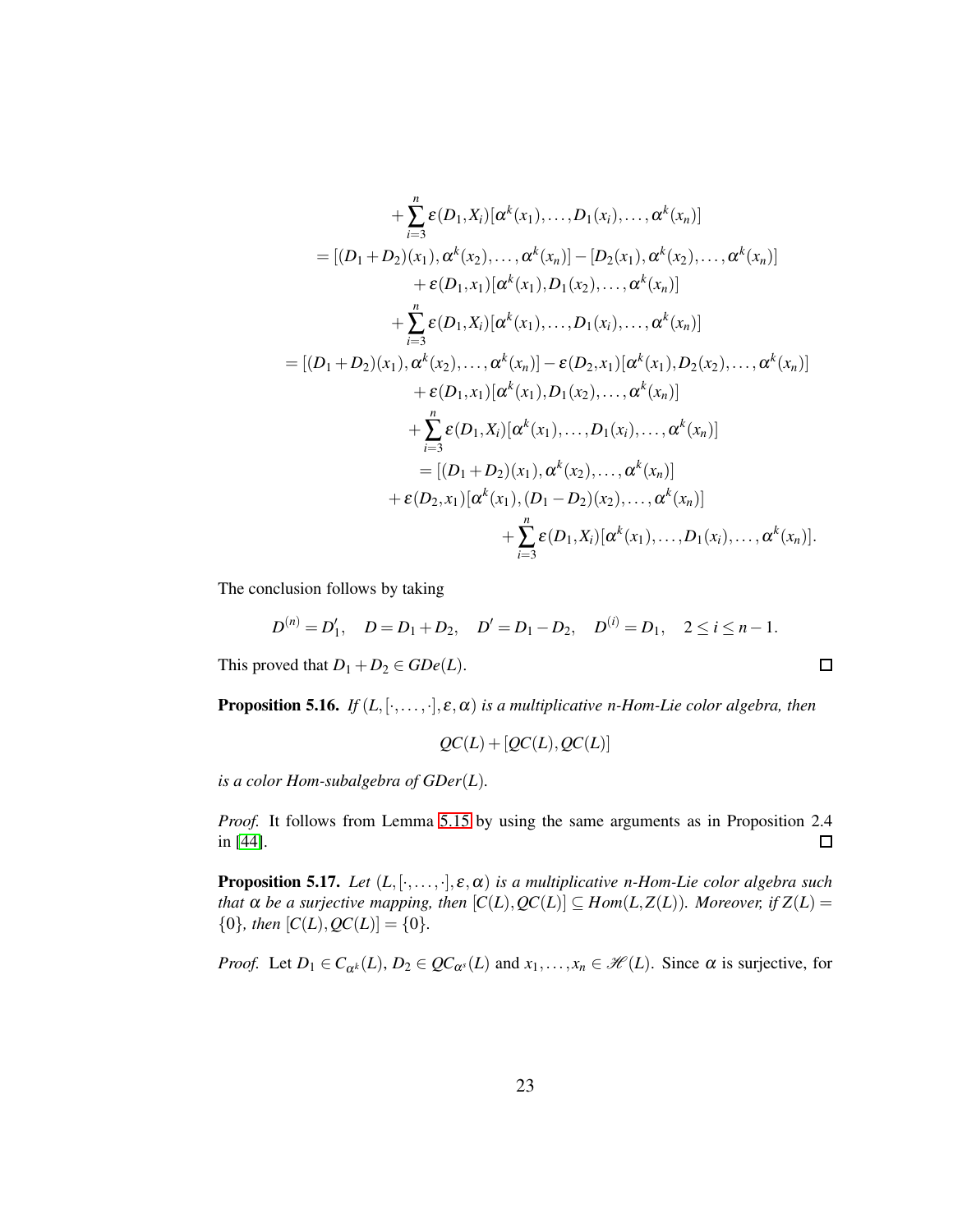$$
\begin{aligned}
&+\sum_{i=3}^{n}\varepsilon(D_1,X_i)[\alpha^k(x_1),\ldots,D_1(x_i),\ldots,\alpha^k(x_n)]\\
&=[(D_1+D_2)(x_1),\alpha^k(x_2),\ldots,\alpha^k(x_n)]-[D_2(x_1),\alpha^k(x_2),\ldots,\alpha^k(x_n)]\\
&\quad+\varepsilon(D_1,x_1)[\alpha^k(x_1),D_1(x_2),\ldots,\alpha^k(x_n)]\\
&\quad+\sum_{i=3}^{n}\varepsilon(D_1,X_i)[\alpha^k(x_1),\ldots,D_1(x_i),\ldots,\alpha^k(x_n)]\\
&=[(D_1+D_2)(x_1),\alpha^k(x_2),\ldots,\alpha^k(x_n)]-\varepsilon(D_2,x_1)[\alpha^k(x_1),D_2(x_2),\ldots,\alpha^k(x_n)]\\
&\quad+\varepsilon(D_1,x_1)[\alpha^k(x_1),D_1(x_2),\ldots,\alpha^k(x_n)]\\
&\quad+\sum_{i=3}^{n}\varepsilon(D_1,X_i)[\alpha^k(x_1),\ldots,D_1(x_i),\ldots,\alpha^k(x_n)]\\
&=[(D_1+D_2)(x_1),\alpha^k(x_2),\ldots,\alpha^k(x_n)]\\
&\quad+\varepsilon(D_2,x_1)[\alpha^k(x_1),(D_1-D_2)(x_2),\ldots,\alpha^k(x_n)]\\
&\quad+\sum_{i=3}^{n}\varepsilon(D_1,X_i)[\alpha^k(x_1),\ldots,D_1(x_i),\ldots,\alpha^k(x_n)].
\end{aligned}
$$

The conclusion follows by taking

$$
D^{(n)}=D_1',\quad D=D_1+D_2,\quad D'=D_1-D_2,\quad D^{(i)}=D_1,\quad 2\le i\le n-1.
$$

This proved that $D_1+D_2\in GDe(L)$. ∎

**Proposition 5.16.** *If $(L,[\cdot,\ldots,\cdot],\varepsilon,\alpha)$ is a multiplicative n-Hom-Lie color algebra, then*

$$
QC(L)+[QC(L),QC(L)]
$$

*is a color Hom-subalgebra of $GDer(L)$.*

*Proof.* It follows from Lemma 5.15 by using the same arguments as in Proposition 2.4 in [44]. ∎

**Proposition 5.17.** *Let $(L,[\cdot,\ldots,\cdot],\varepsilon,\alpha)$ is a multiplicative n-Hom-Lie color algebra such that $\alpha$ be a surjective mapping, then $[C(L),QC(L)]\subseteq Hom(L,Z(L))$. Moreover, if $Z(L)=\{0\}$, then $[C(L),QC(L)]=\{0\}$.*

*Proof.* Let $D_1\in C_{\alpha^k}(L)$, $D_2\in QC_{\alpha^s}(L)$ and $x_1,\ldots,x_n\in\mathscr{H}(L)$. Since $\alpha$ is surjective, for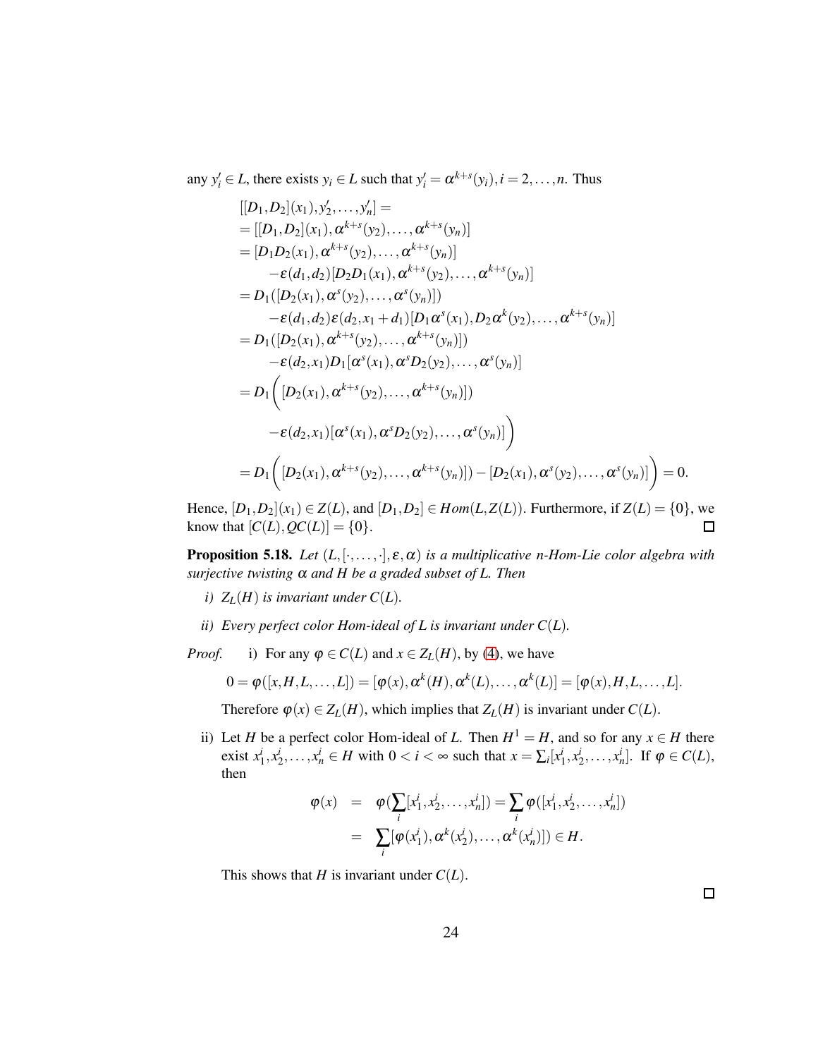any $y_i' \in L$, there exists $y_i \in L$ such that $y_i' = \alpha^{k+s}(y_i), i = 2, \ldots, n$. Thus

$$
\begin{aligned}
&[[D_1,D_2](x_1), y_2', \ldots, y_n'] = \\
&= [[D_1,D_2](x_1), \alpha^{k+s}(y_2), \ldots, \alpha^{k+s}(y_n)] \\
&= [D_1D_2(x_1), \alpha^{k+s}(y_2), \ldots, \alpha^{k+s}(y_n)] \\
&\quad -\varepsilon(d_1,d_2)[D_2D_1(x_1), \alpha^{k+s}(y_2), \ldots, \alpha^{k+s}(y_n)] \\
&= D_1([D_2(x_1), \alpha^{s}(y_2), \ldots, \alpha^{s}(y_n)]) \\
&\quad -\varepsilon(d_1,d_2)\varepsilon(d_2,x_1+d_1)[D_1\alpha^{s}(x_1), D_2\alpha^{k}(y_2), \ldots, \alpha^{k+s}(y_n)] \\
&= D_1([D_2(x_1), \alpha^{k+s}(y_2), \ldots, \alpha^{k+s}(y_n)]) \\
&\quad -\varepsilon(d_2,x_1)D_1[\alpha^{s}(x_1), \alpha^{s}D_2(y_2), \ldots, \alpha^{s}(y_n)] \\
&= D_1\Bigg([D_2(x_1), \alpha^{k+s}(y_2), \ldots, \alpha^{k+s}(y_n)]) \\
&\quad -\varepsilon(d_2,x_1)[\alpha^{s}(x_1), \alpha^{s}D_2(y_2), \ldots, \alpha^{s}(y_n)]\Bigg) \\
&= D_1\Bigg([D_2(x_1), \alpha^{k+s}(y_2), \ldots, \alpha^{k+s}(y_n)]) - [D_2(x_1), \alpha^{s}(y_2), \ldots, \alpha^{s}(y_n)]\Bigg) = 0.
\end{aligned}
$$

Hence, $[D_1,D_2](x_1) \in Z(L)$, and $[D_1,D_2] \in Hom(L, Z(L))$. Furthermore, if $Z(L) = \{0\}$, we know that $[C(L), QC(L)] = \{0\}$. ☐

**Proposition 5.18.** *Let $(L, [\cdot, \ldots, \cdot], \varepsilon, \alpha)$ is a multiplicative n-Hom-Lie color algebra with surjective twisting $\alpha$ and $H$ be a graded subset of $L$. Then*

*i) $Z_L(H)$ is invariant under $C(L)$.*

*ii) Every perfect color Hom-ideal of $L$ is invariant under $C(L)$.*

*Proof.* i) For any $\varphi \in C(L)$ and $x \in Z_L(H)$, by (4), we have

$$0 = \varphi([x, H, L, \ldots, L]) = [\varphi(x), \alpha^k(H), \alpha^k(L), \ldots, \alpha^k(L)] = [\varphi(x), H, L, \ldots, L].$$

Therefore $\varphi(x) \in Z_L(H)$, which implies that $Z_L(H)$ is invariant under $C(L)$.

ii) Let $H$ be a perfect color Hom-ideal of $L$. Then $H^1 = H$, and so for any $x \in H$ there exist $x_1^i, x_2^i, \ldots, x_n^i \in H$ with $0 < i < \infty$ such that $x = \sum_i [x_1^i, x_2^i, \ldots, x_n^i]$. If $\varphi \in C(L)$, then

$$
\begin{aligned}
\varphi(x) &= \varphi(\sum_i [x_1^i, x_2^i, \ldots, x_n^i]) = \sum_i \varphi([x_1^i, x_2^i, \ldots, x_n^i]) \\
&= \sum_i [\varphi(x_1^i), \alpha^k(x_2^i), \ldots, \alpha^k(x_n^i)]) \in H.
\end{aligned}
$$

This shows that $H$ is invariant under $C(L)$.

☐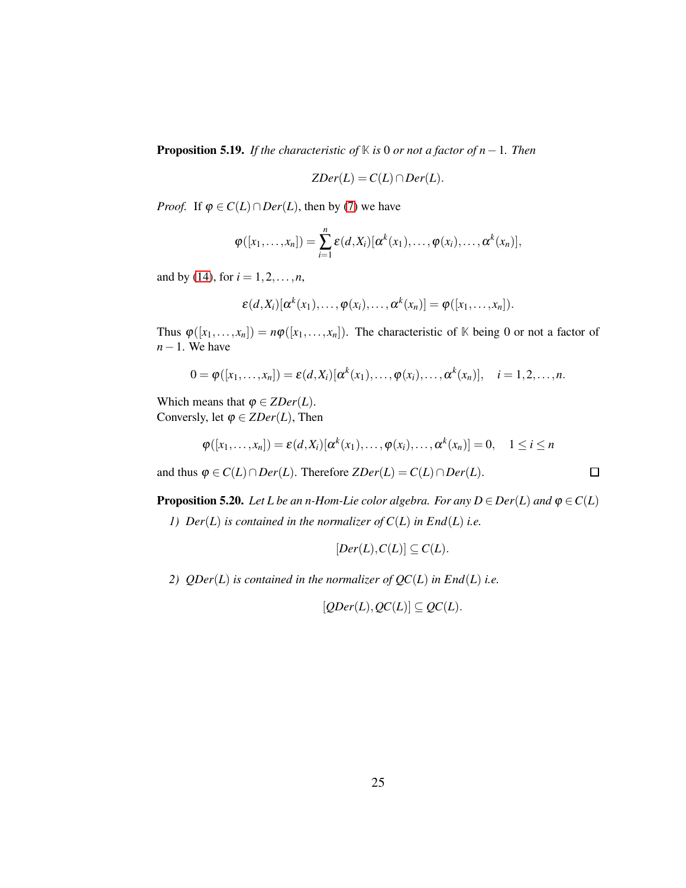**Proposition 5.19.** *If the characteristic of $\mathbb{K}$ is $0$ or not a factor of $n-1$. Then*

$$ZDer(L) = C(L) \cap Der(L).$$

*Proof.* If $\varphi \in C(L) \cap Der(L)$, then by (7) we have

$$\varphi([x_1, \dots, x_n]) = \sum_{i=1}^{n} \varepsilon(d, X_i)[\alpha^k(x_1), \dots, \varphi(x_i), \dots, \alpha^k(x_n)],$$

and by (14), for $i = 1, 2, \dots, n$,

$$\varepsilon(d, X_i)[\alpha^k(x_1), \dots, \varphi(x_i), \dots, \alpha^k(x_n)] = \varphi([x_1, \dots, x_n]).$$

Thus $\varphi([x_1, \dots, x_n]) = n\varphi([x_1, \dots, x_n])$. The characteristic of $\mathbb{K}$ being 0 or not a factor of $n-1$. We have

$$0 = \varphi([x_1, \dots, x_n]) = \varepsilon(d, X_i)[\alpha^k(x_1), \dots, \varphi(x_i), \dots, \alpha^k(x_n)], \quad i = 1, 2, \dots, n.$$

Which means that $\varphi \in ZDer(L)$.
Conversely, let $\varphi \in ZDer(L)$, Then

$$\varphi([x_1, \dots, x_n]) = \varepsilon(d, X_i)[\alpha^k(x_1), \dots, \varphi(x_i), \dots, \alpha^k(x_n)] = 0, \quad 1 \leq i \leq n$$

and thus $\varphi \in C(L) \cap Der(L)$. Therefore $ZDer(L) = C(L) \cap Der(L)$. $\square$

**Proposition 5.20.** *Let $L$ be an $n$-Hom-Lie color algebra. For any $D \in Der(L)$ and $\varphi \in C(L)$*

1) *$Der(L)$ is contained in the normalizer of $C(L)$ in $End(L)$ i.e.*

$$[Der(L), C(L)] \subseteq C(L).$$

2) *$QDer(L)$ is contained in the normalizer of $QC(L)$ in $End(L)$ i.e.*

$$[QDer(L), QC(L)] \subseteq QC(L).$$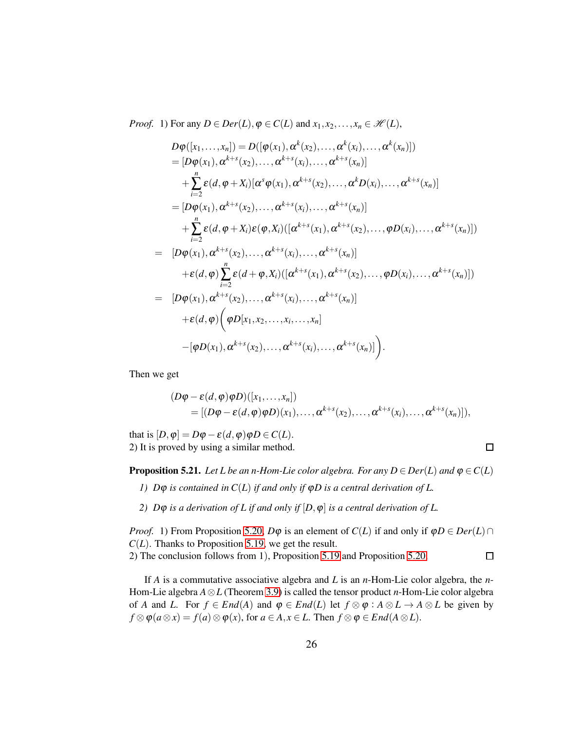*Proof.* 1) For any $D \in Der(L), \varphi \in C(L)$ and $x_1, x_2, \ldots, x_n \in \mathscr{H}(L)$,

$$
\begin{aligned}
& D\varphi([x_1,\ldots,x_n]) = D([\varphi(x_1), \alpha^k(x_2), \ldots, \alpha^k(x_i), \ldots, \alpha^k(x_n)]) \\
& = [D\varphi(x_1), \alpha^{k+s}(x_2), \ldots, \alpha^{k+s}(x_i), \ldots, \alpha^{k+s}(x_n)] \\
& \quad + \sum_{i=2}^{n} \varepsilon(d, \varphi + X_i)[\alpha^s\varphi(x_1), \alpha^{k+s}(x_2), \ldots, \alpha^k D(x_i), \ldots, \alpha^{k+s}(x_n)] \\
& = [D\varphi(x_1), \alpha^{k+s}(x_2), \ldots, \alpha^{k+s}(x_i), \ldots, \alpha^{k+s}(x_n)] \\
& \quad + \sum_{i=2}^{n} \varepsilon(d, \varphi + X_i)\varepsilon(\varphi, X_i)([\alpha^{k+s}(x_1), \alpha^{k+s}(x_2), \ldots, \varphi D(x_i), \ldots, \alpha^{k+s}(x_n)]) \\
= & \ [D\varphi(x_1), \alpha^{k+s}(x_2), \ldots, \alpha^{k+s}(x_i), \ldots, \alpha^{k+s}(x_n)] \\
& \quad + \varepsilon(d, \varphi) \sum_{i=2}^{n} \varepsilon(d + \varphi, X_i)([\alpha^{k+s}(x_1), \alpha^{k+s}(x_2), \ldots, \varphi D(x_i), \ldots, \alpha^{k+s}(x_n)]) \\
= & \ [D\varphi(x_1), \alpha^{k+s}(x_2), \ldots, \alpha^{k+s}(x_i), \ldots, \alpha^{k+s}(x_n)] \\
& \quad + \varepsilon(d, \varphi)\Big( \varphi D[x_1, x_2, \ldots, x_i, \ldots, x_n] \\
& \quad - [\varphi D(x_1), \alpha^{k+s}(x_2), \ldots, \alpha^{k+s}(x_i), \ldots, \alpha^{k+s}(x_n)] \Big).
\end{aligned}
$$

Then we get

$$
\begin{aligned}
& (D\varphi - \varepsilon(d, \varphi)\varphi D)([x_1, \ldots, x_n]) \\
& \qquad = [(D\varphi - \varepsilon(d, \varphi)\varphi D)(x_1), \ldots, \alpha^{k+s}(x_2), \ldots, \alpha^{k+s}(x_i), \ldots, \alpha^{k+s}(x_n)]),
\end{aligned}
$$

that is $[D, \varphi] = D\varphi - \varepsilon(d, \varphi)\varphi D \in C(L)$.
2) It is proved by using a similar method. $\square$

**Proposition 5.21.** *Let $L$ be an $n$-Hom-Lie color algebra. For any $D \in Der(L)$ and $\varphi \in C(L)$*

1) *$D\varphi$ is contained in $C(L)$ if and only if $\varphi D$ is a central derivation of $L$.*
2) *$D\varphi$ is a derivation of $L$ if and only if $[D, \varphi]$ is a central derivation of $L$.*

*Proof.* 1) From Proposition 5.20, $D\varphi$ is an element of $C(L)$ if and only if $\varphi D \in Der(L) \cap C(L)$. Thanks to Proposition 5.19, we get the result.
2) The conclusion follows from 1), Proposition 5.19 and Proposition 5.20. $\square$

If $A$ is a commutative associative algebra and $L$ is an $n$-Hom-Lie color algebra, the $n$-Hom-Lie algebra $A \otimes L$ (Theorem 3.9) is called the tensor product $n$-Hom-Lie color algebra of $A$ and $L$. For $f \in End(A)$ and $\varphi \in End(L)$ let $f \otimes \varphi : A \otimes L \to A \otimes L$ be given by $f \otimes \varphi(a \otimes x) = f(a) \otimes \varphi(x)$, for $a \in A, x \in L$. Then $f \otimes \varphi \in End(A \otimes L)$.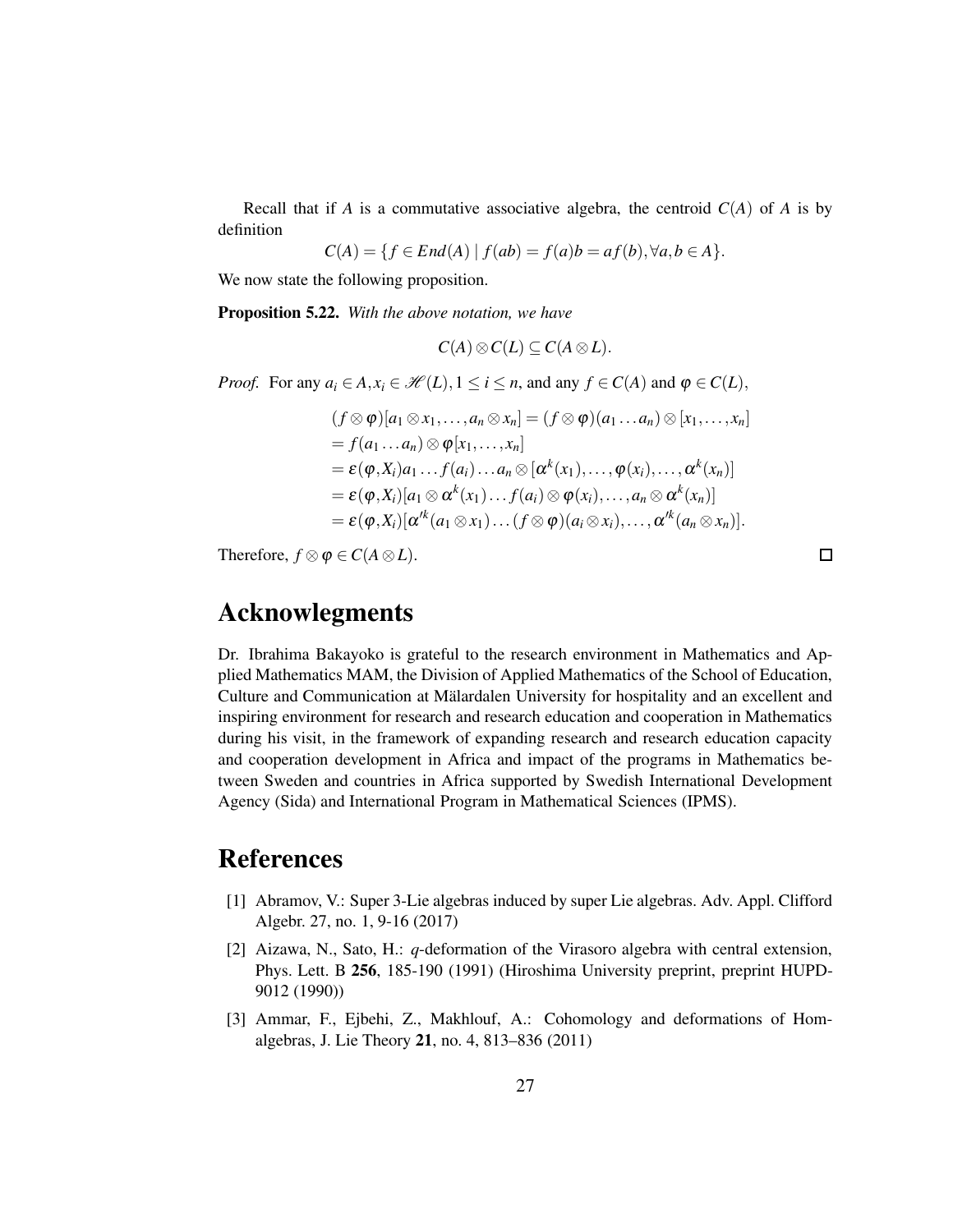Recall that if $A$ is a commutative associative algebra, the centroid $C(A)$ of $A$ is by definition

$$C(A) = \{f \in End(A) \mid f(ab) = f(a)b = af(b), \forall a, b \in A\}.$$

We now state the following proposition.

**Proposition 5.22.** *With the above notation, we have*

$$C(A) \otimes C(L) \subseteq C(A \otimes L).$$

*Proof.* For any $a_i \in A, x_i \in \mathscr{H}(L), 1 \leq i \leq n$, and any $f \in C(A)$ and $\varphi \in C(L)$,

$$\begin{aligned}
&(f \otimes \varphi)[a_1 \otimes x_1, \ldots, a_n \otimes x_n] = (f \otimes \varphi)(a_1 \ldots a_n) \otimes [x_1, \ldots, x_n] \\
&= f(a_1 \ldots a_n) \otimes \varphi[x_1, \ldots, x_n] \\
&= \varepsilon(\varphi, X_i) a_1 \ldots f(a_i) \ldots a_n \otimes [\alpha^k(x_1), \ldots, \varphi(x_i), \ldots, \alpha^k(x_n)] \\
&= \varepsilon(\varphi, X_i) [a_1 \otimes \alpha^k(x_1) \ldots f(a_i) \otimes \varphi(x_i), \ldots, a_n \otimes \alpha^k(x_n)] \\
&= \varepsilon(\varphi, X_i) [\alpha'^k(a_1 \otimes x_1) \ldots (f \otimes \varphi)(a_i \otimes x_i), \ldots, \alpha'^k(a_n \otimes x_n)].
\end{aligned}$$

Therefore, $f \otimes \varphi \in C(A \otimes L)$. □

# Acknowlegments

Dr. Ibrahima Bakayoko is grateful to the research environment in Mathematics and Applied Mathematics MAM, the Division of Applied Mathematics of the School of Education, Culture and Communication at Mälardalen University for hospitality and an excellent and inspiring environment for research and research education and cooperation in Mathematics during his visit, in the framework of expanding research and research education capacity and cooperation development in Africa and impact of the programs in Mathematics between Sweden and countries in Africa supported by Swedish International Development Agency (Sida) and International Program in Mathematical Sciences (IPMS).

# References

[1] Abramov, V.: Super 3-Lie algebras induced by super Lie algebras. Adv. Appl. Clifford Algebr. 27, no. 1, 9-16 (2017)

[2] Aizawa, N., Sato, H.: $q$-deformation of the Virasoro algebra with central extension, Phys. Lett. B **256**, 185-190 (1991) (Hiroshima University preprint, preprint HUPD-9012 (1990))

[3] Ammar, F., Ejbehi, Z., Makhlouf, A.: Cohomology and deformations of Hom-algebras, J. Lie Theory **21**, no. 4, 813–836 (2011)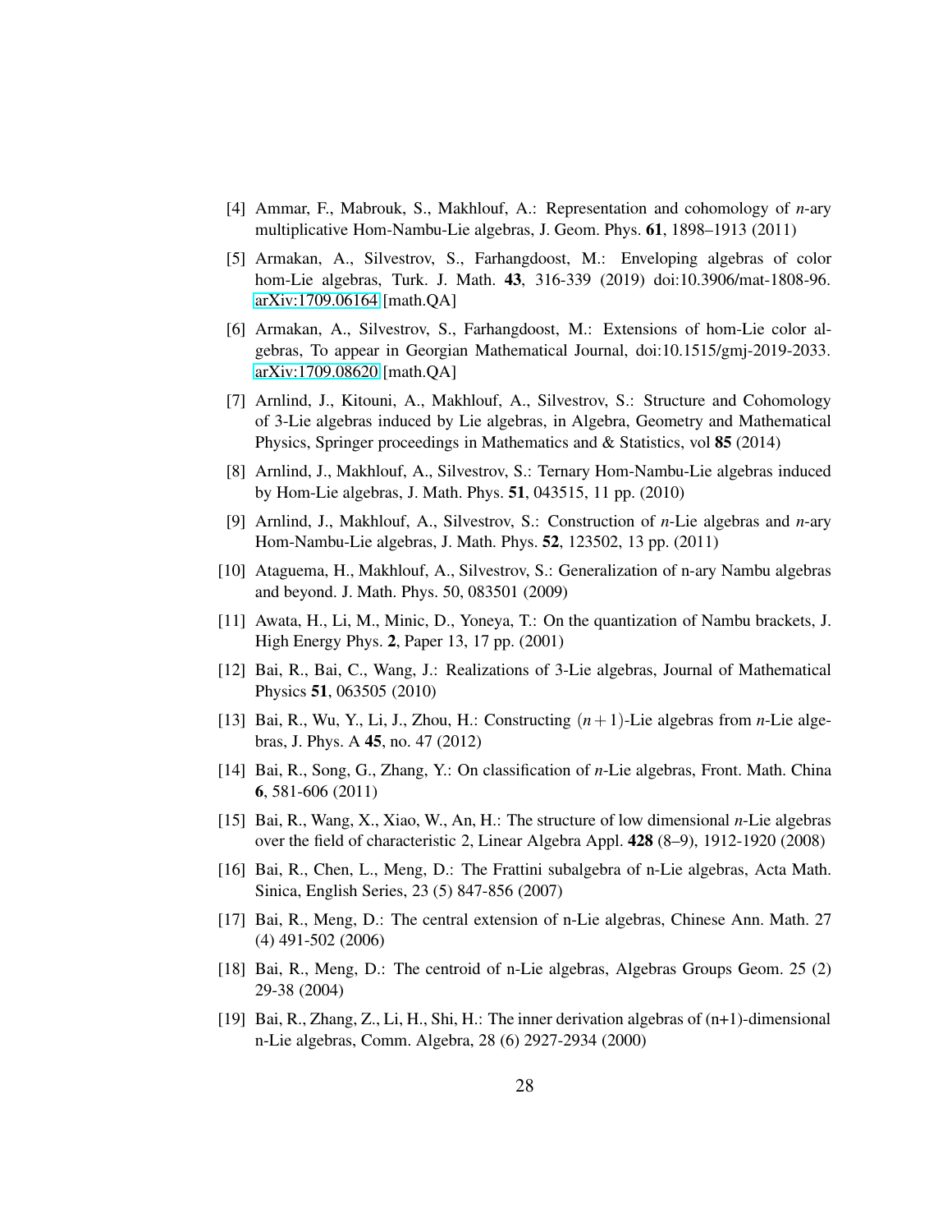[4] Ammar, F., Mabrouk, S., Makhlouf, A.: Representation and cohomology of *n*-ary multiplicative Hom-Nambu-Lie algebras, J. Geom. Phys. **61**, 1898–1913 (2011)

[5] Armakan, A., Silvestrov, S., Farhangdoost, M.: Enveloping algebras of color hom-Lie algebras, Turk. J. Math. **43**, 316-339 (2019) doi:10.3906/mat-1808-96. arXiv:1709.06164 [math.QA]

[6] Armakan, A., Silvestrov, S., Farhangdoost, M.: Extensions of hom-Lie color algebras, To appear in Georgian Mathematical Journal, doi:10.1515/gmj-2019-2033. arXiv:1709.08620 [math.QA]

[7] Arnlind, J., Kitouni, A., Makhlouf, A., Silvestrov, S.: Structure and Cohomology of 3-Lie algebras induced by Lie algebras, in Algebra, Geometry and Mathematical Physics, Springer proceedings in Mathematics and & Statistics, vol **85** (2014)

[8] Arnlind, J., Makhlouf, A., Silvestrov, S.: Ternary Hom-Nambu-Lie algebras induced by Hom-Lie algebras, J. Math. Phys. **51**, 043515, 11 pp. (2010)

[9] Arnlind, J., Makhlouf, A., Silvestrov, S.: Construction of *n*-Lie algebras and *n*-ary Hom-Nambu-Lie algebras, J. Math. Phys. **52**, 123502, 13 pp. (2011)

[10] Ataguema, H., Makhlouf, A., Silvestrov, S.: Generalization of n-ary Nambu algebras and beyond. J. Math. Phys. 50, 083501 (2009)

[11] Awata, H., Li, M., Minic, D., Yoneya, T.: On the quantization of Nambu brackets, J. High Energy Phys. **2**, Paper 13, 17 pp. (2001)

[12] Bai, R., Bai, C., Wang, J.: Realizations of 3-Lie algebras, Journal of Mathematical Physics **51**, 063505 (2010)

[13] Bai, R., Wu, Y., Li, J., Zhou, H.: Constructing $(n+1)$-Lie algebras from *n*-Lie algebras, J. Phys. A **45**, no. 47 (2012)

[14] Bai, R., Song, G., Zhang, Y.: On classification of *n*-Lie algebras, Front. Math. China **6**, 581-606 (2011)

[15] Bai, R., Wang, X., Xiao, W., An, H.: The structure of low dimensional *n*-Lie algebras over the field of characteristic 2, Linear Algebra Appl. **428** (8–9), 1912-1920 (2008)

[16] Bai, R., Chen, L., Meng, D.: The Frattini subalgebra of n-Lie algebras, Acta Math. Sinica, English Series, 23 (5) 847-856 (2007)

[17] Bai, R., Meng, D.: The central extension of n-Lie algebras, Chinese Ann. Math. 27 (4) 491-502 (2006)

[18] Bai, R., Meng, D.: The centroid of n-Lie algebras, Algebras Groups Geom. 25 (2) 29-38 (2004)

[19] Bai, R., Zhang, Z., Li, H., Shi, H.: The inner derivation algebras of (n+1)-dimensional n-Lie algebras, Comm. Algebra, 28 (6) 2927-2934 (2000)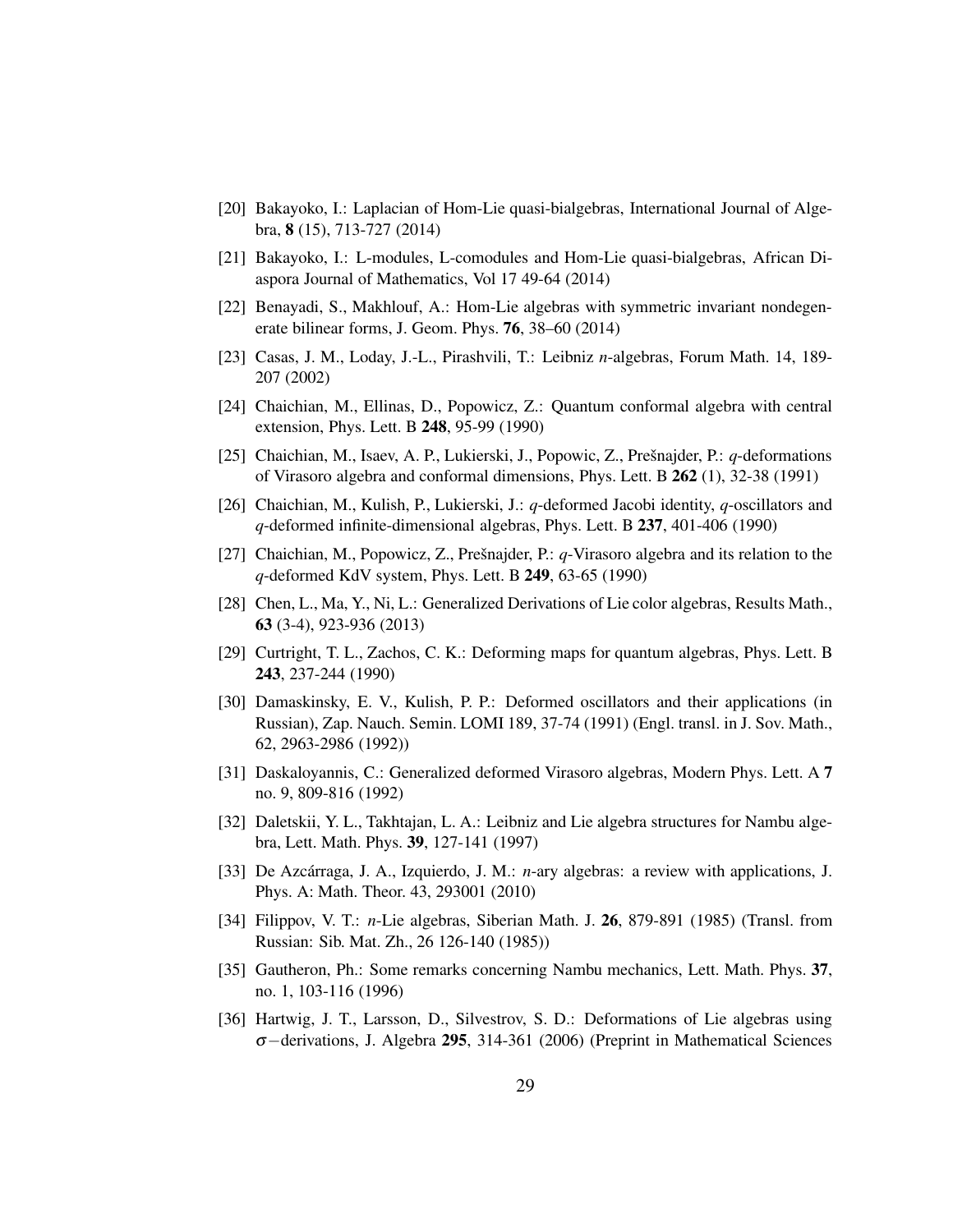[20] Bakayoko, I.: Laplacian of Hom-Lie quasi-bialgebras, International Journal of Algebra, **8** (15), 713-727 (2014)

[21] Bakayoko, I.: L-modules, L-comodules and Hom-Lie quasi-bialgebras, African Diaspora Journal of Mathematics, Vol 17 49-64 (2014)

[22] Benayadi, S., Makhlouf, A.: Hom-Lie algebras with symmetric invariant nondegenerate bilinear forms, J. Geom. Phys. **76**, 38–60 (2014)

[23] Casas, J. M., Loday, J.-L., Pirashvili, T.: Leibniz *n*-algebras, Forum Math. 14, 189-207 (2002)

[24] Chaichian, M., Ellinas, D., Popowicz, Z.: Quantum conformal algebra with central extension, Phys. Lett. B **248**, 95-99 (1990)

[25] Chaichian, M., Isaev, A. P., Lukierski, J., Popowic, Z., Prešnajder, P.: *q*-deformations of Virasoro algebra and conformal dimensions, Phys. Lett. B **262** (1), 32-38 (1991)

[26] Chaichian, M., Kulish, P., Lukierski, J.: *q*-deformed Jacobi identity, *q*-oscillators and *q*-deformed infinite-dimensional algebras, Phys. Lett. B **237**, 401-406 (1990)

[27] Chaichian, M., Popowicz, Z., Prešnajder, P.: *q*-Virasoro algebra and its relation to the *q*-deformed KdV system, Phys. Lett. B **249**, 63-65 (1990)

[28] Chen, L., Ma, Y., Ni, L.: Generalized Derivations of Lie color algebras, Results Math., **63** (3-4), 923-936 (2013)

[29] Curtright, T. L., Zachos, C. K.: Deforming maps for quantum algebras, Phys. Lett. B **243**, 237-244 (1990)

[30] Damaskinsky, E. V., Kulish, P. P.: Deformed oscillators and their applications (in Russian), Zap. Nauch. Semin. LOMI 189, 37-74 (1991) (Engl. transl. in J. Sov. Math., 62, 2963-2986 (1992))

[31] Daskaloyannis, C.: Generalized deformed Virasoro algebras, Modern Phys. Lett. A **7** no. 9, 809-816 (1992)

[32] Daletskii, Y. L., Takhtajan, L. A.: Leibniz and Lie algebra structures for Nambu algebra, Lett. Math. Phys. **39**, 127-141 (1997)

[33] De Azcárraga, J. A., Izquierdo, J. M.: *n*-ary algebras: a review with applications, J. Phys. A: Math. Theor. 43, 293001 (2010)

[34] Filippov, V. T.: *n*-Lie algebras, Siberian Math. J. **26**, 879-891 (1985) (Transl. from Russian: Sib. Mat. Zh., 26 126-140 (1985))

[35] Gautheron, Ph.: Some remarks concerning Nambu mechanics, Lett. Math. Phys. **37**, no. 1, 103-116 (1996)

[36] Hartwig, J. T., Larsson, D., Silvestrov, S. D.: Deformations of Lie algebras using $\sigma-$derivations, J. Algebra **295**, 314-361 (2006) (Preprint in Mathematical Sciences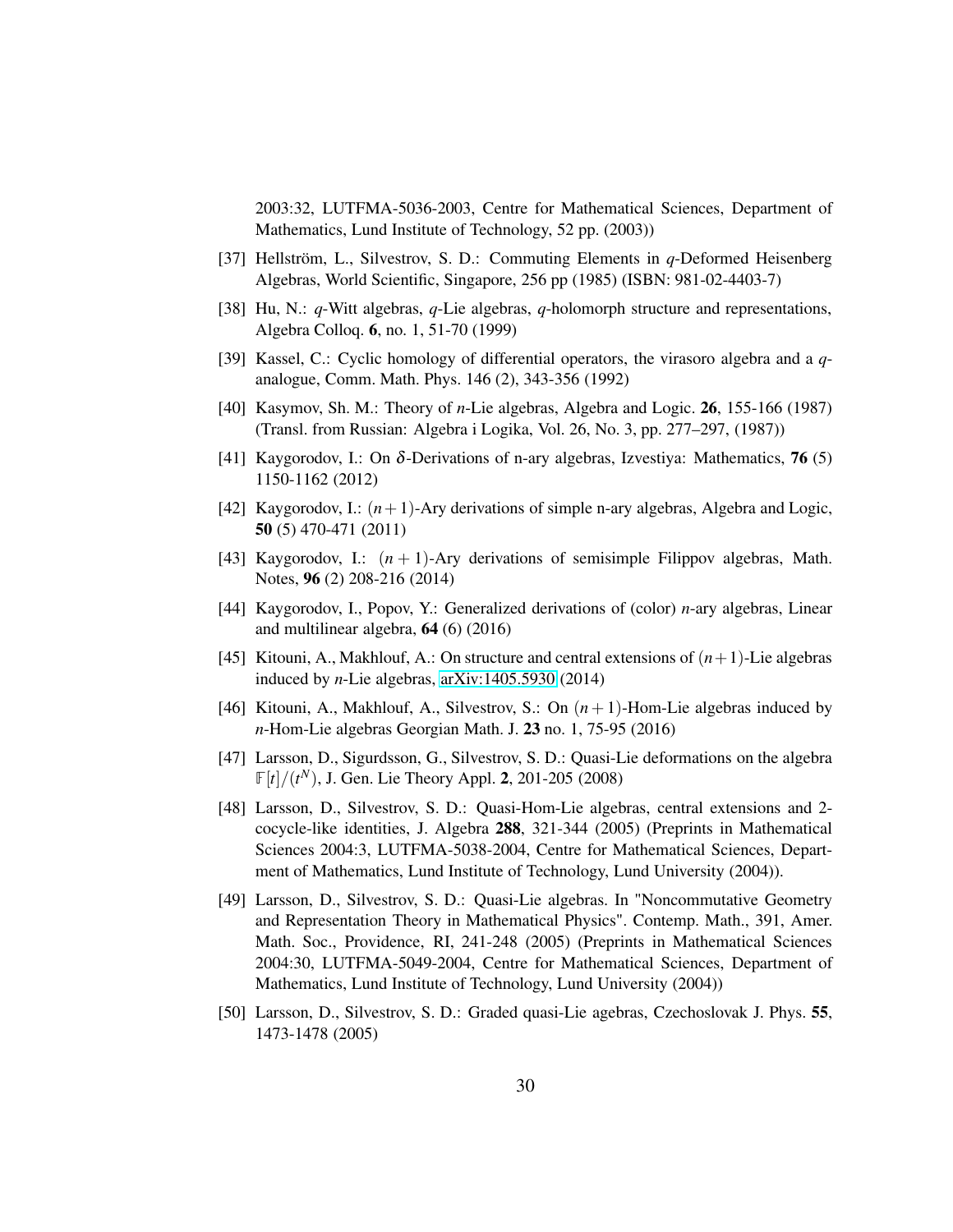2003:32, LUTFMA-5036-2003, Centre for Mathematical Sciences, Department of Mathematics, Lund Institute of Technology, 52 pp. (2003))

[37] Hellström, L., Silvestrov, S. D.: Commuting Elements in $q$-Deformed Heisenberg Algebras, World Scientific, Singapore, 256 pp (1985) (ISBN: 981-02-4403-7)

[38] Hu, N.: $q$-Witt algebras, $q$-Lie algebras, $q$-holomorph structure and representations, Algebra Colloq. **6**, no. 1, 51-70 (1999)

[39] Kassel, C.: Cyclic homology of differential operators, the virasoro algebra and a $q$-analogue, Comm. Math. Phys. 146 (2), 343-356 (1992)

[40] Kasymov, Sh. M.: Theory of $n$-Lie algebras, Algebra and Logic. **26**, 155-166 (1987) (Transl. from Russian: Algebra i Logika, Vol. 26, No. 3, pp. 277–297, (1987))

[41] Kaygorodov, I.: On $\delta$-Derivations of n-ary algebras, Izvestiya: Mathematics, **76** (5) 1150-1162 (2012)

[42] Kaygorodov, I.: $(n+1)$-Ary derivations of simple n-ary algebras, Algebra and Logic, **50** (5) 470-471 (2011)

[43] Kaygorodov, I.: $(n+1)$-Ary derivations of semisimple Filippov algebras, Math. Notes, **96** (2) 208-216 (2014)

[44] Kaygorodov, I., Popov, Y.: Generalized derivations of (color) $n$-ary algebras, Linear and multilinear algebra, **64** (6) (2016)

[45] Kitouni, A., Makhlouf, A.: On structure and central extensions of $(n+1)$-Lie algebras induced by $n$-Lie algebras, arXiv:1405.5930 (2014)

[46] Kitouni, A., Makhlouf, A., Silvestrov, S.: On $(n+1)$-Hom-Lie algebras induced by $n$-Hom-Lie algebras Georgian Math. J. **23** no. 1, 75-95 (2016)

[47] Larsson, D., Sigurdsson, G., Silvestrov, S. D.: Quasi-Lie deformations on the algebra $\mathbb{F}[t]/(t^N)$, J. Gen. Lie Theory Appl. **2**, 201-205 (2008)

[48] Larsson, D., Silvestrov, S. D.: Quasi-Hom-Lie algebras, central extensions and 2-cocycle-like identities, J. Algebra **288**, 321-344 (2005) (Preprints in Mathematical Sciences 2004:3, LUTFMA-5038-2004, Centre for Mathematical Sciences, Department of Mathematics, Lund Institute of Technology, Lund University (2004)).

[49] Larsson, D., Silvestrov, S. D.: Quasi-Lie algebras. In "Noncommutative Geometry and Representation Theory in Mathematical Physics". Contemp. Math., 391, Amer. Math. Soc., Providence, RI, 241-248 (2005) (Preprints in Mathematical Sciences 2004:30, LUTFMA-5049-2004, Centre for Mathematical Sciences, Department of Mathematics, Lund Institute of Technology, Lund University (2004))

[50] Larsson, D., Silvestrov, S. D.: Graded quasi-Lie agebras, Czechoslovak J. Phys. **55**, 1473-1478 (2005)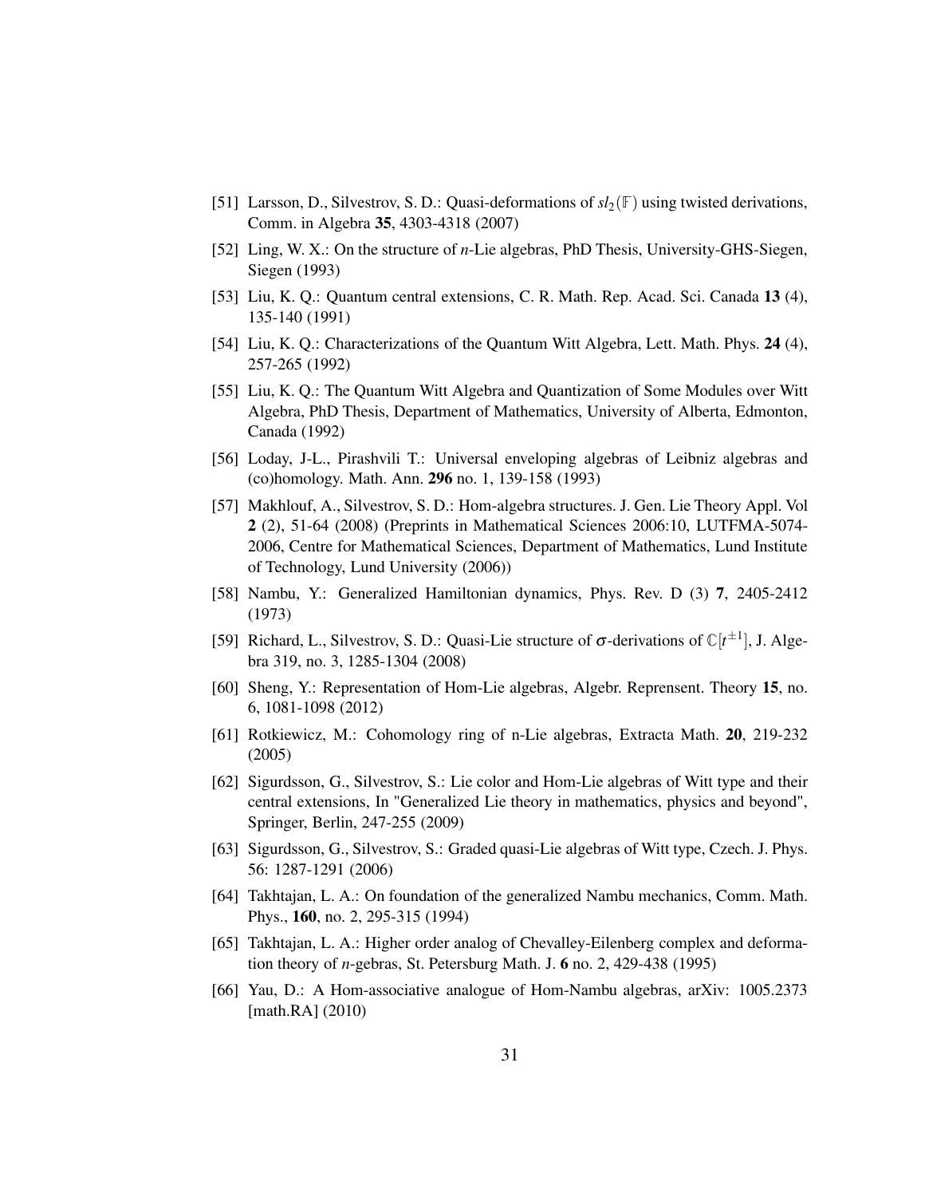[51] Larsson, D., Silvestrov, S. D.: Quasi-deformations of $sl_2(\mathbb{F})$ using twisted derivations, Comm. in Algebra **35**, 4303-4318 (2007)

[52] Ling, W. X.: On the structure of *n*-Lie algebras, PhD Thesis, University-GHS-Siegen, Siegen (1993)

[53] Liu, K. Q.: Quantum central extensions, C. R. Math. Rep. Acad. Sci. Canada **13** (4), 135-140 (1991)

[54] Liu, K. Q.: Characterizations of the Quantum Witt Algebra, Lett. Math. Phys. **24** (4), 257-265 (1992)

[55] Liu, K. Q.: The Quantum Witt Algebra and Quantization of Some Modules over Witt Algebra, PhD Thesis, Department of Mathematics, University of Alberta, Edmonton, Canada (1992)

[56] Loday, J-L., Pirashvili T.: Universal enveloping algebras of Leibniz algebras and (co)homology. Math. Ann. **296** no. 1, 139-158 (1993)

[57] Makhlouf, A., Silvestrov, S. D.: Hom-algebra structures. J. Gen. Lie Theory Appl. Vol **2** (2), 51-64 (2008) (Preprints in Mathematical Sciences 2006:10, LUTFMA-5074-2006, Centre for Mathematical Sciences, Department of Mathematics, Lund Institute of Technology, Lund University (2006))

[58] Nambu, Y.: Generalized Hamiltonian dynamics, Phys. Rev. D (3) **7**, 2405-2412 (1973)

[59] Richard, L., Silvestrov, S. D.: Quasi-Lie structure of $\sigma$-derivations of $\mathbb{C}[t^{\pm 1}]$, J. Algebra 319, no. 3, 1285-1304 (2008)

[60] Sheng, Y.: Representation of Hom-Lie algebras, Algebr. Reprensent. Theory **15**, no. 6, 1081-1098 (2012)

[61] Rotkiewicz, M.: Cohomology ring of n-Lie algebras, Extracta Math. **20**, 219-232 (2005)

[62] Sigurdsson, G., Silvestrov, S.: Lie color and Hom-Lie algebras of Witt type and their central extensions, In "Generalized Lie theory in mathematics, physics and beyond", Springer, Berlin, 247-255 (2009)

[63] Sigurdsson, G., Silvestrov, S.: Graded quasi-Lie algebras of Witt type, Czech. J. Phys. 56: 1287-1291 (2006)

[64] Takhtajan, L. A.: On foundation of the generalized Nambu mechanics, Comm. Math. Phys., **160**, no. 2, 295-315 (1994)

[65] Takhtajan, L. A.: Higher order analog of Chevalley-Eilenberg complex and deformation theory of *n*-gebras, St. Petersburg Math. J. **6** no. 2, 429-438 (1995)

[66] Yau, D.: A Hom-associative analogue of Hom-Nambu algebras, arXiv: 1005.2373 [math.RA] (2010)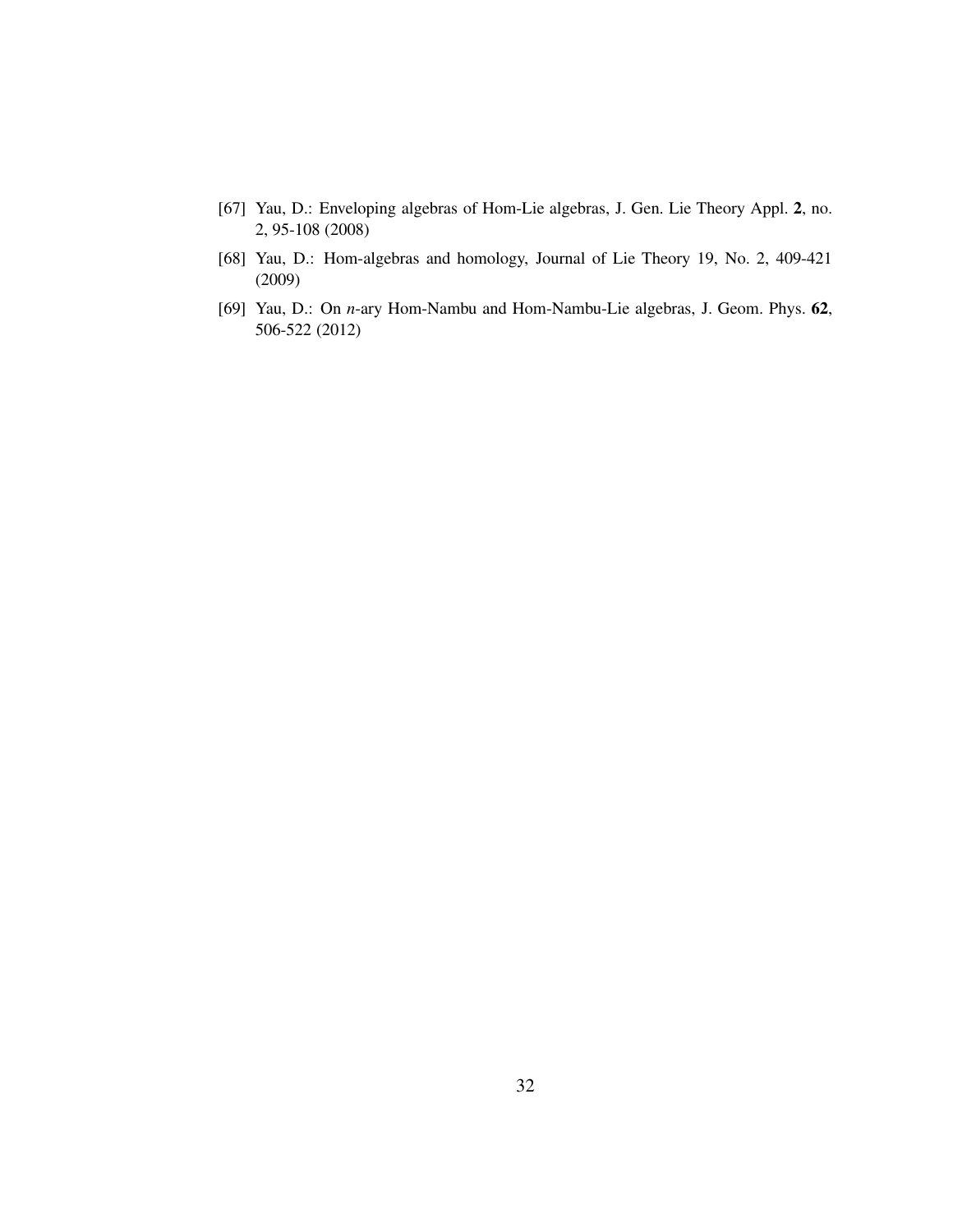[67] Yau, D.: Enveloping algebras of Hom-Lie algebras, J. Gen. Lie Theory Appl. **2**, no. 2, 95-108 (2008)

[68] Yau, D.: Hom-algebras and homology, Journal of Lie Theory 19, No. 2, 409-421 (2009)

[69] Yau, D.: On $n$-ary Hom-Nambu and Hom-Nambu-Lie algebras, J. Geom. Phys. **62**, 506-522 (2012)